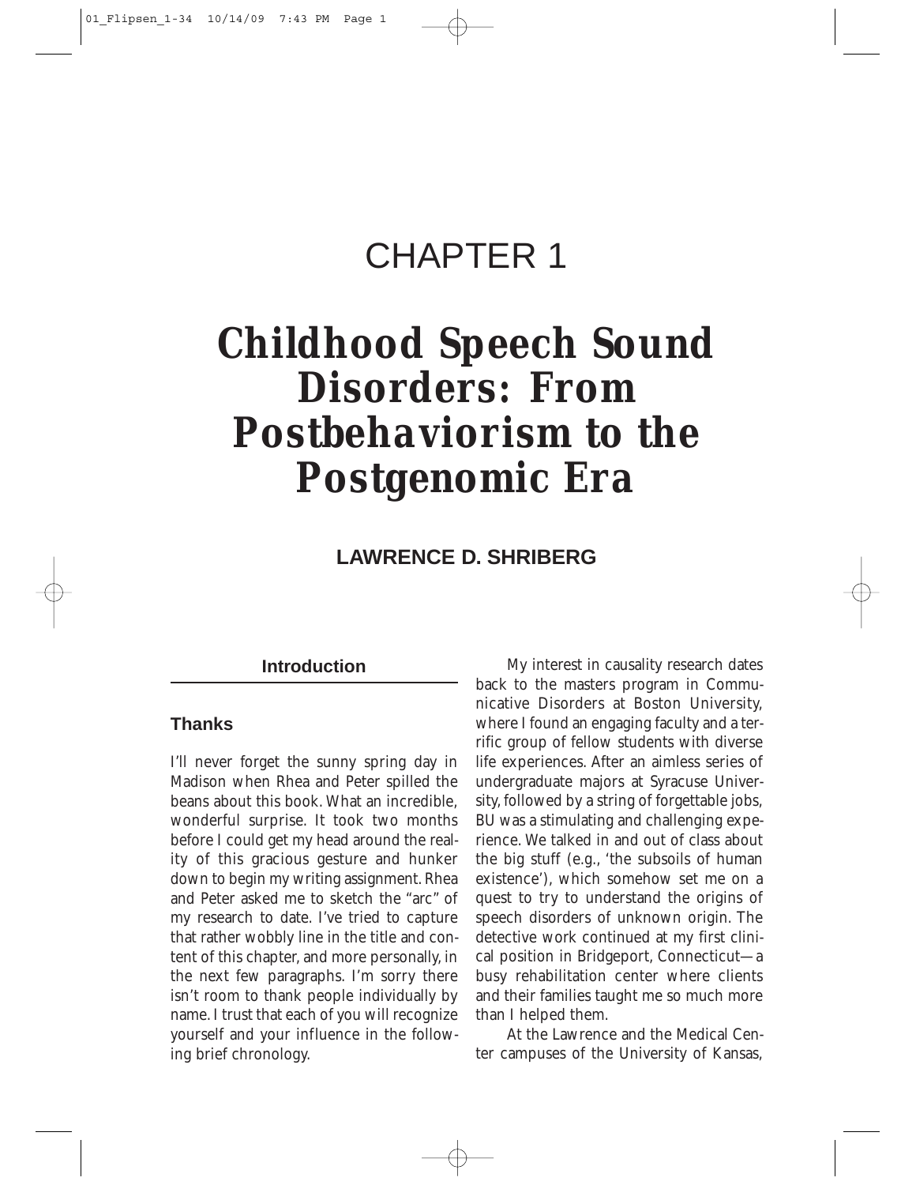# CHAPTER 1

# Childhood Speech Sound Disorders: From Postbehaviorism to the Postgenomic Era

**LAWRENCE D. SHRIBERG**

## Introduction

### Thanks

I'll never forget the sunny spring day in Madison when Rhea and Peter spilled the beans about this book. What an incredible, wonderful surprise. It took two months before I could get my head around the reality of this gracious gesture and hunker down to begin my writing assignment. Rhea and Peter asked me to sketch the "arc" of my research to date. I've tried to capture that rather wobbly line in the title and content of this chapter, and more personally, in the next few paragraphs. I'm sorry there isn't room to thank people individually by name. I trust that each of you will recognize yourself and your influence in the following brief chronology.

My interest in causality research dates back to the masters program in Communicative Disorders at Boston University, where I found an engaging faculty and a terrific group of fellow students with diverse life experiences. After an aimless series of undergraduate majors at Syracuse University, followed by a string of forgettable jobs, BU was a stimulating and challenging experience. We talked in and out of class about the big stuff (e.g., 'the subsoils of human existence'), which somehow set me on a quest to try to understand the origins of speech disorders of unknown origin. The detective work continued at my first clinical position in Bridgeport, Connecticut—a busy rehabilitation center where clients and their families taught me so much more than I helped them.

At the Lawrence and the Medical Center campuses of the University of Kansas,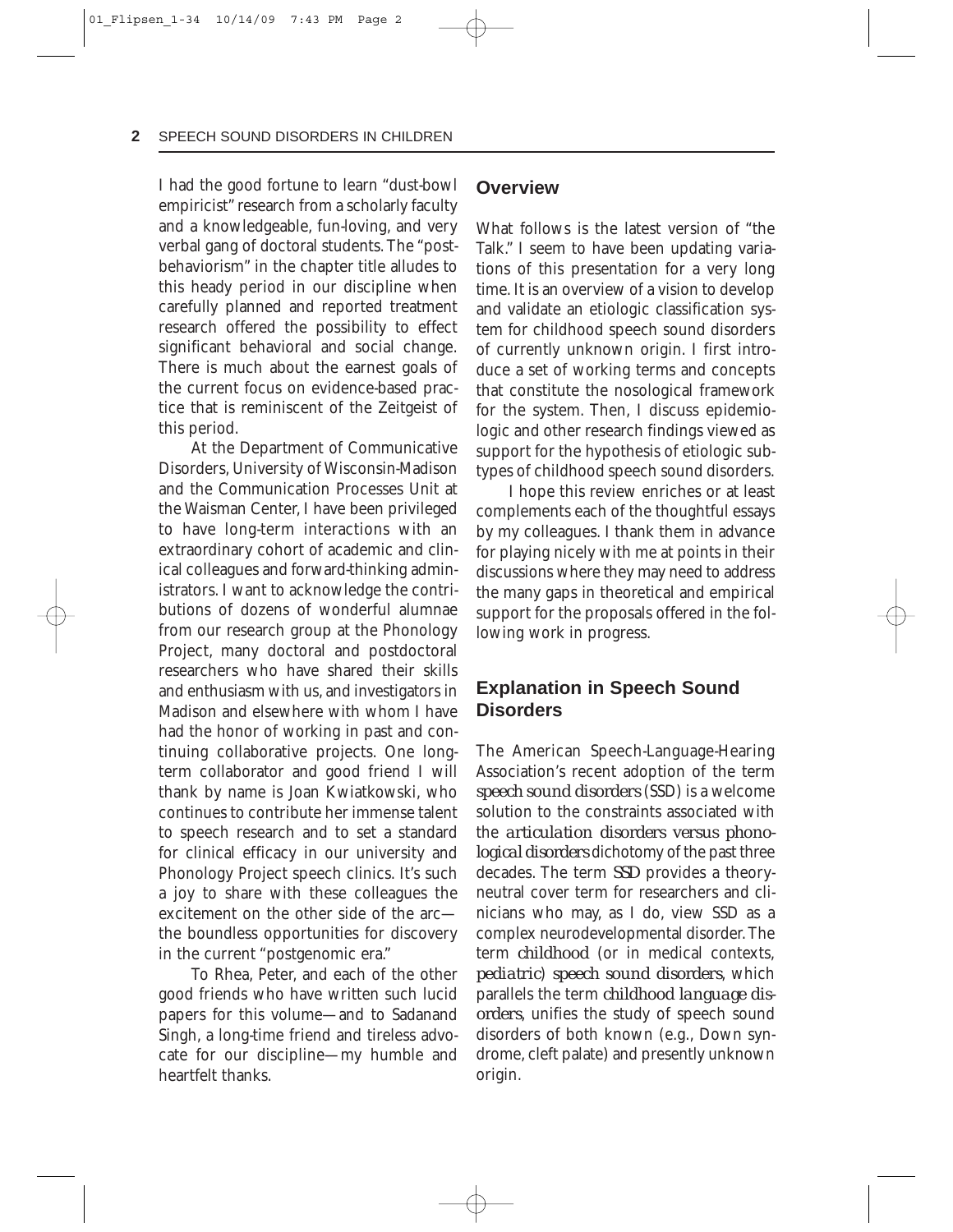I had the good fortune to learn "dust-bowl empiricist" research from a scholarly faculty and a knowledgeable, fun-loving, and very verbal gang of doctoral students. The "post-behaviorism" in the chapter title alludes to this heady period in our discipline when carefully planned and reported treatment research offered the possibility to effect significant behavioral and social change. There is much about the earnest goals of the current focus on evidence-based practice that is reminiscent of the Zeitgeist of this period.

At the Department of Communicative Disorders, University of Wisconsin-Madison and the Communication Processes Unit at the Waisman Center, I have been privileged to have long-term interactions with an extraordinary cohort of academic and clinical colleagues and forward-thinking administrators. I want to acknowledge the contributions of dozens of wonderful alumnae from our research group at the Phonology Project, many doctoral and postdoctoral researchers who have shared their skills and enthusiasm with us, and investigators in Madison and elsewhere with whom I have had the honor of working in past and continuing collaborative projects. One long-term collaborator and good friend I will thank by name is Joan Kwiatkowski, who continues to contribute her immense talent to speech research and to set a standard for clinical efficacy in our university and Phonology Project speech clinics. It's such a joy to share with these colleagues the excitement on the other side of the arc—the boundless opportunities for discovery in the current "postgenomic era."

To Rhea, Peter, and each of the other good friends who have written such lucid papers for this volume—and to Sadanand Singh, a long-time friend and tireless advocate for our discipline—my humble and heartfelt thanks.

## Overview

What follows is the latest version of "the Talk." I seem to have been updating variations of this presentation for a very long time. It is an overview of a vision to develop and validate an etiologic classification system for childhood speech sound disorders of currently unknown origin. I first introduce a set of working terms and concepts that constitute the nosological framework for the system. Then, I discuss epidemiologic and other research findings viewed as support for the hypothesis of etiologic subtypes of childhood speech sound disorders.

I hope this review enriches or at least complements each of the thoughtful essays by my colleagues. I thank them in advance for playing nicely with me at points in their discussions where they may need to address the many gaps in theoretical and empirical support for the proposals offered in the following work in progress.

## Explanation in Speech Sound Disorders

The American Speech-Language-Hearing Association's recent adoption of the term *speech sound disorders* (SSD) is a welcome solution to the constraints associated with the *articulation disorders versus phonological disorders* dichotomy of the past three decades. The term *SSD* provides a theory-neutral cover term for researchers and clinicians who may, as I do, view SSD as a complex neurodevelopmental disorder. The term *childhood* (or in medical contexts, *pediatric*) *speech sound disorders*, which parallels the term *childhood language disorders*, unifies the study of speech sound disorders of both known (e.g., Down syndrome, cleft palate) and presently unknown origin.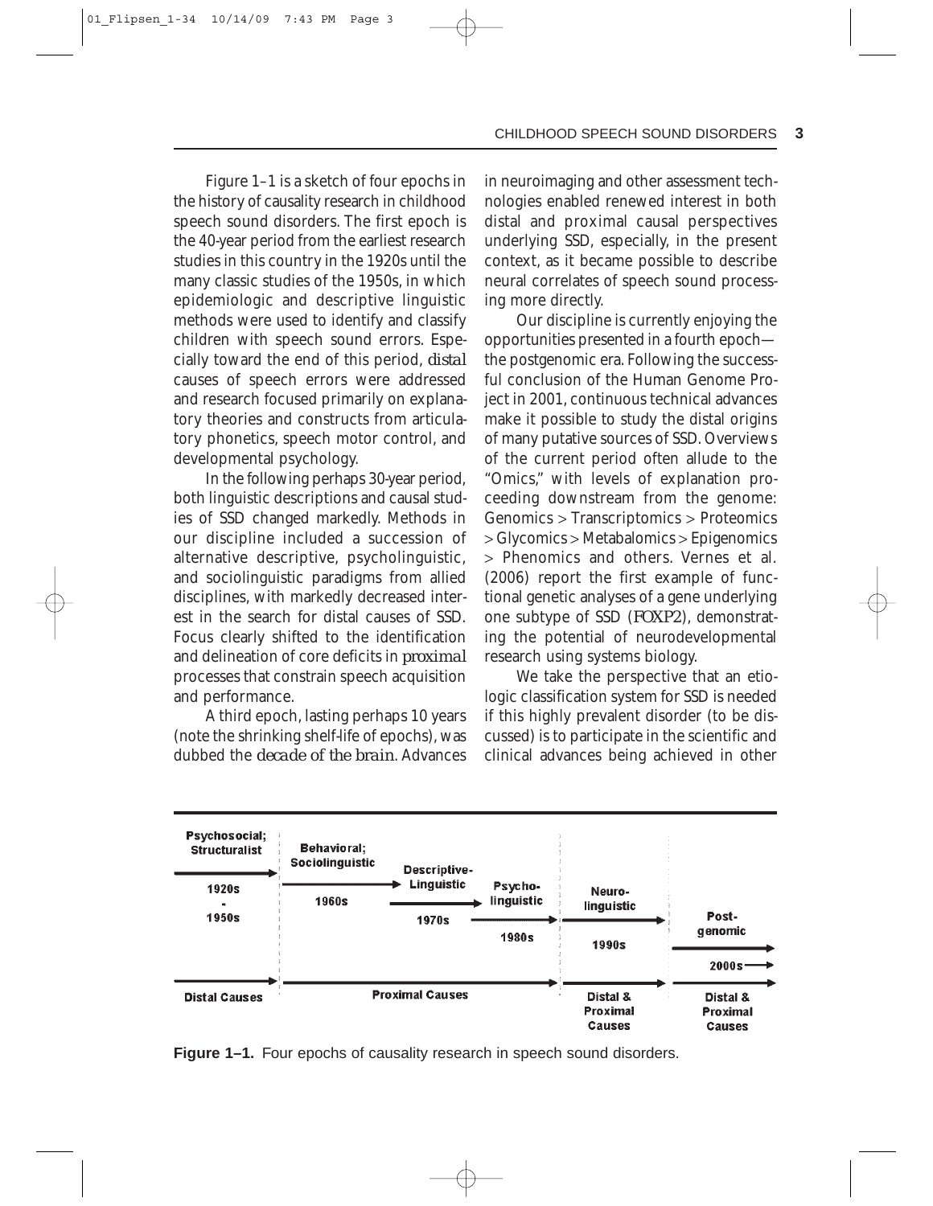Figure 1–1 is a sketch of four epochs in the history of causality research in childhood speech sound disorders. The first epoch is the 40-year period from the earliest research studies in this country in the 1920s until the many classic studies of the 1950s, in which epidemiologic and descriptive linguistic methods were used to identify and classify children with speech sound errors. Especially toward the end of this period, *distal* causes of speech errors were addressed and research focused primarily on explanatory theories and constructs from articulatory phonetics, speech motor control, and developmental psychology.

In the following perhaps 30-year period, both linguistic descriptions and causal studies of SSD changed markedly. Methods in our discipline included a succession of alternative descriptive, psycholinguistic, and sociolinguistic paradigms from allied disciplines, with markedly decreased interest in the search for distal causes of SSD. Focus clearly shifted to the identification and delineation of core deficits in *proximal* processes that constrain speech acquisition and performance.

A third epoch, lasting perhaps 10 years (note the shrinking shelf-life of epochs), was dubbed the *decade of the brain*. Advances in neuroimaging and other assessment technologies enabled renewed interest in both distal and proximal causal perspectives underlying SSD, especially, in the present context, as it became possible to describe neural correlates of speech sound processing more directly.

Our discipline is currently enjoying the opportunities presented in a fourth epoch—the postgenomic era. Following the successful conclusion of the Human Genome Project in 2001, continuous technical advances make it possible to study the distal origins of many putative sources of SSD. Overviews of the current period often allude to the "Omics," with levels of explanation proceeding downstream from the genome: Genomics > Transcriptomics > Proteomics > Glycomics > Metabalomics > Epigenomics > Phenomics and others. Vernes et al. (2006) report the first example of functional genetic analyses of a gene underlying one subtype of SSD (*FOXP2*), demonstrating the potential of neurodevelopmental research using systems biology.

We take the perspective that an etiologic classification system for SSD is needed if this highly prevalent disorder (to be discussed) is to participate in the scientific and clinical advances being achieved in other

| Psychosocial; Structuralist | Behavioral; Sociolinguistic | Descriptive-Linguistic | Psycholinguistic | Neurolinguistic | Postgenomic |
|---|---|---|---|---|---|
| 1920s - 1950s | 1960s | 1970s | 1980s | 1990s | 2000s |
| Distal Causes | Proximal Causes | | | Distal & Proximal Causes | Distal & Proximal Causes |

**Figure 1–1.** Four epochs of causality research in speech sound disorders.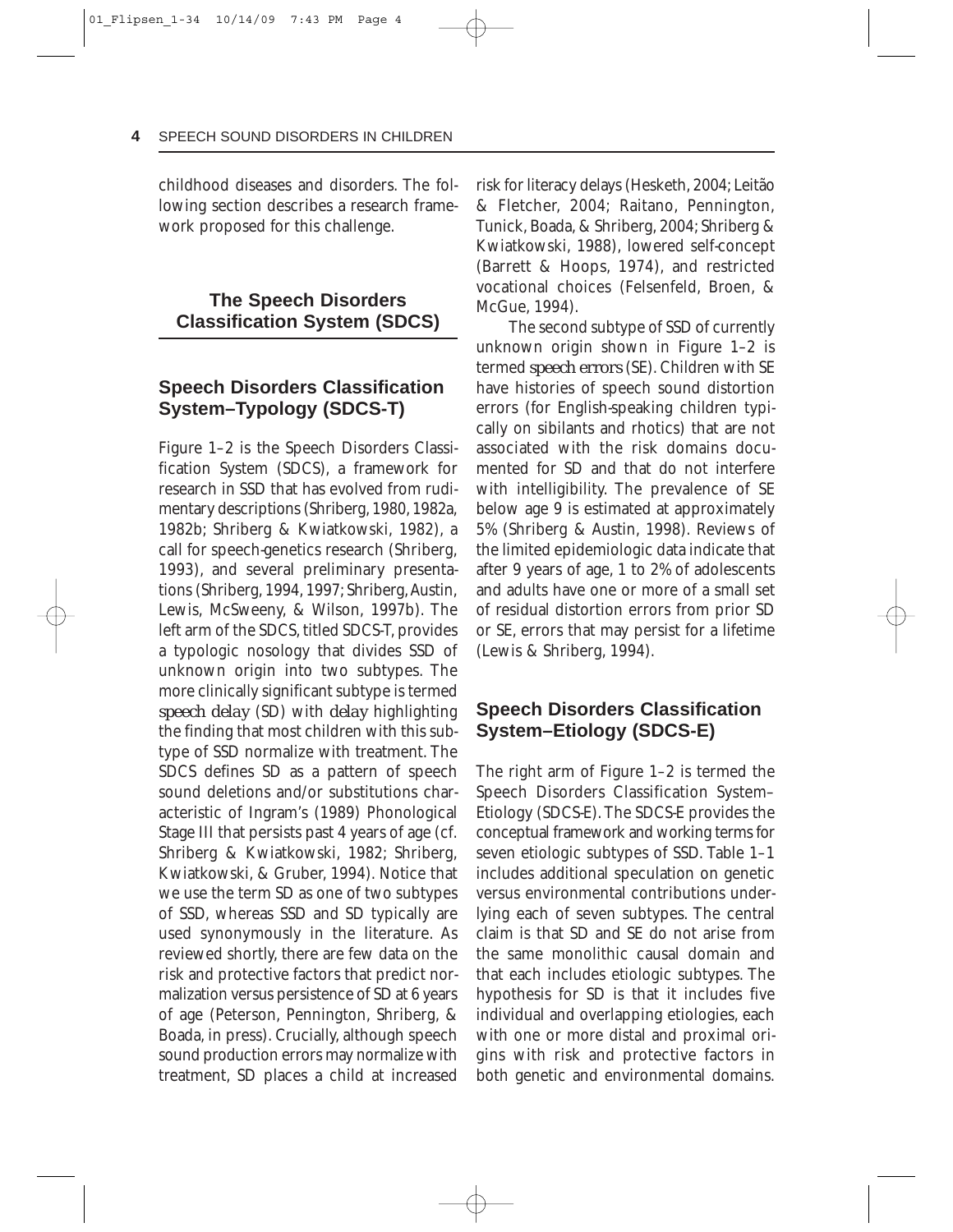childhood diseases and disorders. The following section describes a research framework proposed for this challenge.

## The Speech Disorders Classification System (SDCS)

### Speech Disorders Classification System–Typology (SDCS-T)

Figure 1–2 is the Speech Disorders Classification System (SDCS), a framework for research in SSD that has evolved from rudimentary descriptions (Shriberg, 1980, 1982a, 1982b; Shriberg & Kwiatkowski, 1982), a call for speech-genetics research (Shriberg, 1993), and several preliminary presentations (Shriberg, 1994, 1997; Shriberg, Austin, Lewis, McSweeny, & Wilson, 1997b). The left arm of the SDCS, titled SDCS-T, provides a typologic nosology that divides SSD of unknown origin into two subtypes. The more clinically significant subtype is termed *speech delay* (SD) with *delay* highlighting the finding that most children with this subtype of SSD normalize with treatment. The SDCS defines SD as a pattern of speech sound deletions and/or substitutions characteristic of Ingram's (1989) Phonological Stage III that persists past 4 years of age (cf. Shriberg & Kwiatkowski, 1982; Shriberg, Kwiatkowski, & Gruber, 1994). Notice that we use the term SD as one of two subtypes of SSD, whereas SSD and SD typically are used synonymously in the literature. As reviewed shortly, there are few data on the risk and protective factors that predict normalization versus persistence of SD at 6 years of age (Peterson, Pennington, Shriberg, & Boada, in press). Crucially, although speech sound production errors may normalize with treatment, SD places a child at increased risk for literacy delays (Hesketh, 2004; Leitão & Fletcher, 2004; Raitano, Pennington, Tunick, Boada, & Shriberg, 2004; Shriberg & Kwiatkowski, 1988), lowered self-concept (Barrett & Hoops, 1974), and restricted vocational choices (Felsenfeld, Broen, & McGue, 1994).

The second subtype of SSD of currently unknown origin shown in Figure 1–2 is termed *speech errors* (SE). Children with SE have histories of speech sound distortion errors (for English-speaking children typically on sibilants and rhotics) that are not associated with the risk domains documented for SD and that do not interfere with intelligibility. The prevalence of SE below age 9 is estimated at approximately 5% (Shriberg & Austin, 1998). Reviews of the limited epidemiologic data indicate that after 9 years of age, 1 to 2% of adolescents and adults have one or more of a small set of residual distortion errors from prior SD or SE, errors that may persist for a lifetime (Lewis & Shriberg, 1994).

### Speech Disorders Classification System–Etiology (SDCS-E)

The right arm of Figure 1–2 is termed the Speech Disorders Classification System–Etiology (SDCS-E). The SDCS-E provides the conceptual framework and working terms for seven etiologic subtypes of SSD. Table 1–1 includes additional speculation on genetic versus environmental contributions underlying each of seven subtypes. The central claim is that SD and SE do not arise from the same monolithic causal domain and that each includes etiologic subtypes. The hypothesis for SD is that it includes five individual and overlapping etiologies, each with one or more distal and proximal origins with risk and protective factors in both genetic and environmental domains.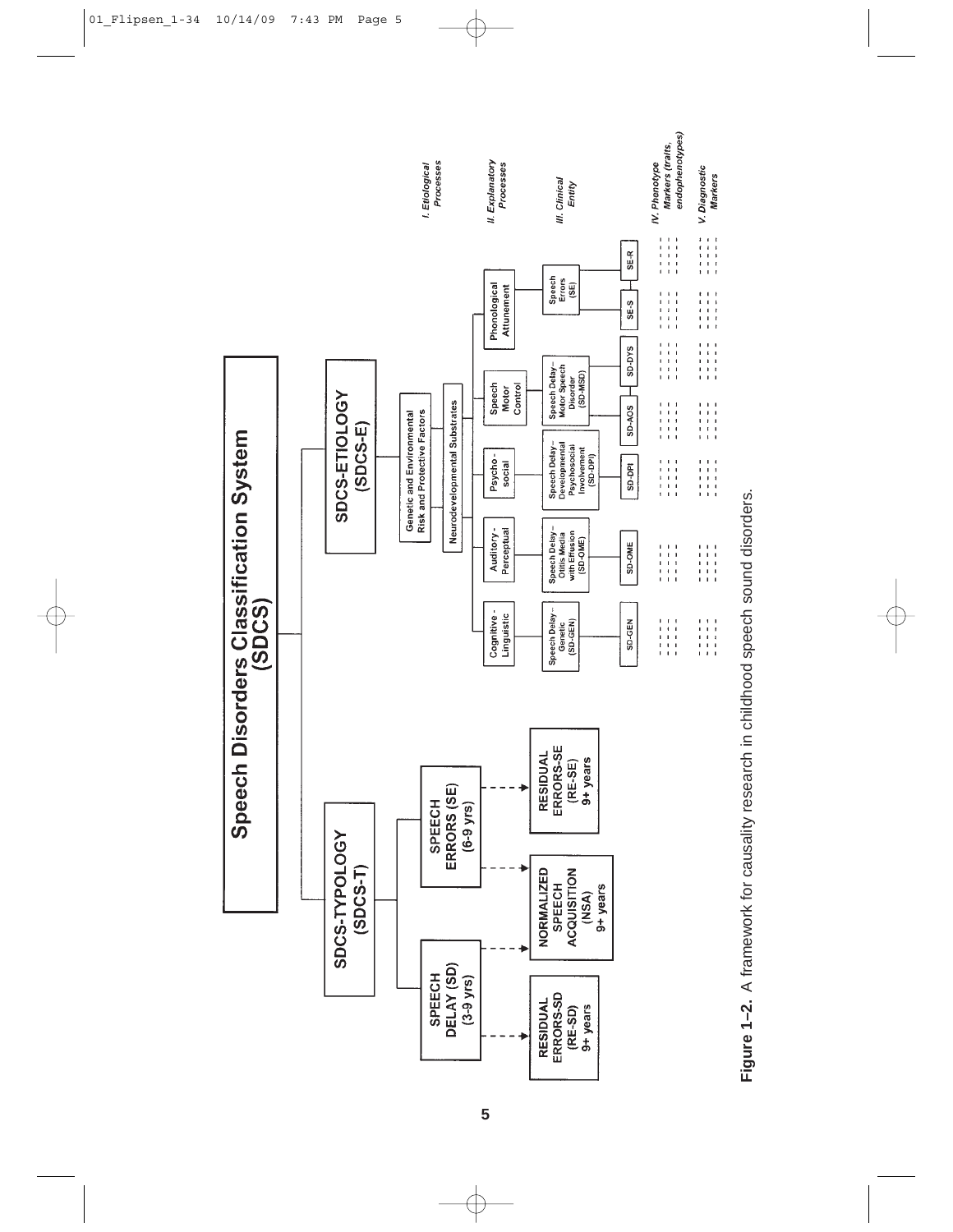**Speech Disorders Classification System (SDCS)**

- **SDCS-TYPOLOGY (SDCS-T)**
  - **SPEECH DELAY (SD) (3-9 yrs)**
    - RESIDUAL ERRORS-SD (RE-SD) 9+ years
    - NORMALIZED SPEECH ACQUISITION (NSA) 9+ years
  - **SPEECH ERRORS (SE) (6-9 yrs)**
    - NORMALIZED SPEECH ACQUISITION (NSA) 9+ years
    - RESIDUAL ERRORS-SE (RE-SE) 9+ years
- **SDCS-ETIOLOGY (SDCS-E)**

| Level | | | | | | |
|---|---|---|---|---|---|---|
| *I. Etiological Processes* | Genetic and Environmental Risk and Protective Factors | | | | | |
| | Neurodevelopmental Substrates | | | | | |
| *II. Explanatory Processes* | Cognitive-Linguistic | Auditory-Perceptual | Psycho-social | Speech Motor Control | | Phonological Attunement |
| *III. Clinical Entity* | Speech Delay–Genetic (SD-GEN) | Speech Delay–Otitis Media with Effusion (SD-OME) | Speech Delay–Developmental Psychosocial Involvement (SD-DPI) | Speech Delay–Motor Speech Disorder (SD-MSD) | | Speech Errors (SE) |
| | SD-GEN | SD-OME | SD-DPI | SD-AOS, SD-DYS | | SE-S, SE-R |
| *IV. Phenotype Markers (traits, endophenotypes)* | - - - - | - - - - | - - - - | - - - - | | - - - - |
| *V. Diagnostic Markers* | - - - - | - - - - | - - - - | - - - - | | - - - - |

**Figure 1–2.** A framework for causality research in childhood speech sound disorders.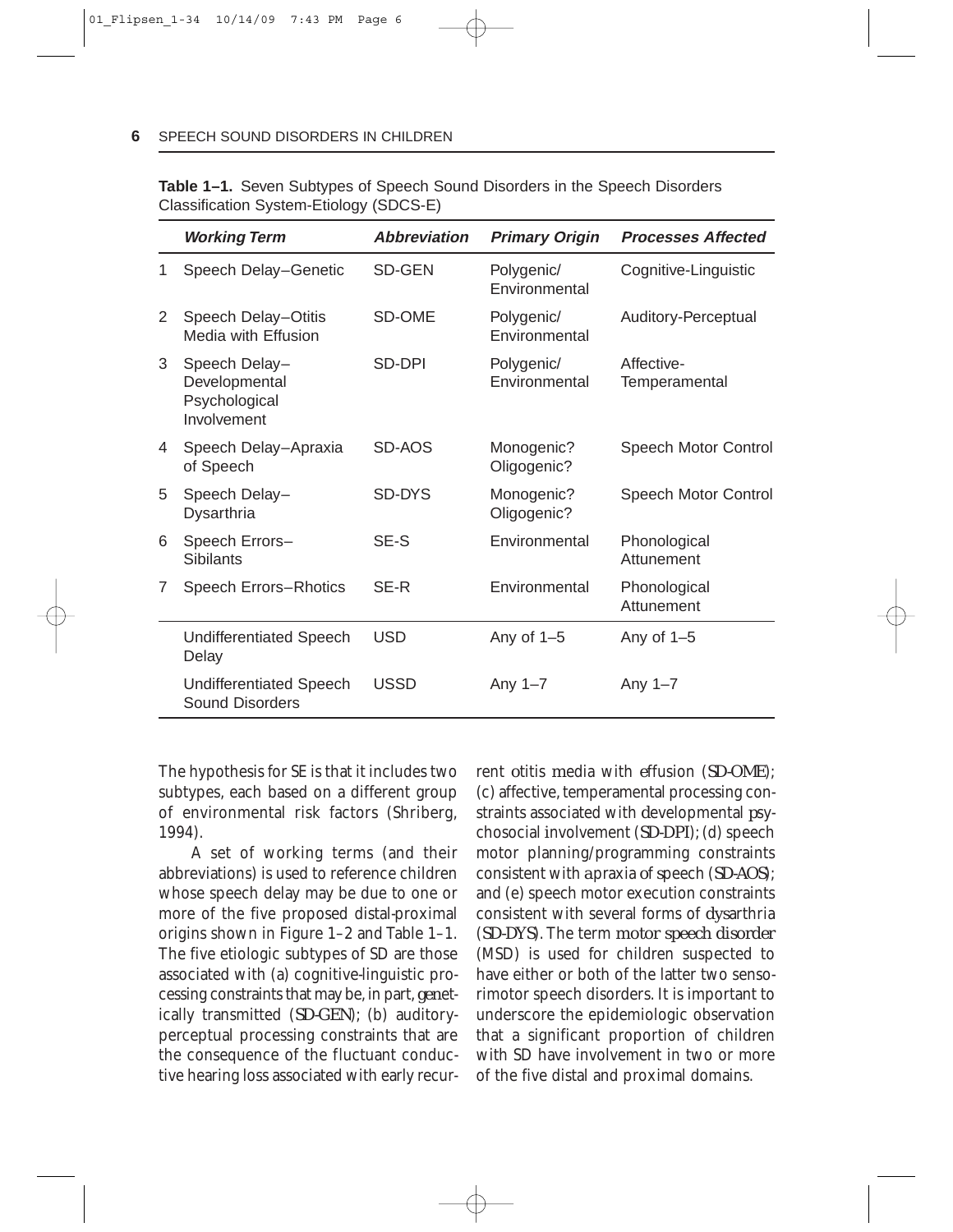**Table 1–1.** Seven Subtypes of Speech Sound Disorders in the Speech Disorders Classification System-Etiology (SDCS-E)

| | *Working Term* | *Abbreviation* | *Primary Origin* | *Processes Affected* |
|---|---|---|---|---|
| 1 | Speech Delay–Genetic | SD-GEN | Polygenic/ Environmental | Cognitive-Linguistic |
| 2 | Speech Delay–Otitis Media with Effusion | SD-OME | Polygenic/ Environmental | Auditory-Perceptual |
| 3 | Speech Delay–Developmental Psychological Involvement | SD-DPI | Polygenic/ Environmental | Affective-Temperamental |
| 4 | Speech Delay–Apraxia of Speech | SD-AOS | Monogenic? Oligogenic? | Speech Motor Control |
| 5 | Speech Delay–Dysarthria | SD-DYS | Monogenic? Oligogenic? | Speech Motor Control |
| 6 | Speech Errors–Sibilants | SE-S | Environmental | Phonological Attunement |
| 7 | Speech Errors–Rhotics | SE-R | Environmental | Phonological Attunement |
| | Undifferentiated Speech Delay | USD | Any of 1–5 | Any of 1–5 |
| | Undifferentiated Speech Sound Disorders | USSD | Any 1–7 | Any 1–7 |

The hypothesis for SE is that it includes two subtypes, each based on a different group of environmental risk factors (Shriberg, 1994).

A set of working terms (and their abbreviations) is used to reference children whose speech delay may be due to one or more of the five proposed distal-proximal origins shown in Figure 1–2 and Table 1–1. The five etiologic subtypes of SD are those associated with (a) cognitive-linguistic processing constraints that may be, in part, genetically transmitted (SD-GEN); (b) auditory-perceptual processing constraints that are the consequence of the fluctuant conductive hearing loss associated with early recurrent otitis media with effusion (SD-OME); (c) affective, temperamental processing constraints associated with developmental psychosocial involvement (SD-DPI); (d) speech motor planning/programming constraints consistent with apraxia of speech (SD-AOS); and (e) speech motor execution constraints consistent with several forms of dysarthria (SD-DYS). The term *motor speech disorder* (MSD) is used for children suspected to have either or both of the latter two sensorimotor speech disorders. It is important to underscore the epidemiologic observation that a significant proportion of children with SD have involvement in two or more of the five distal and proximal domains.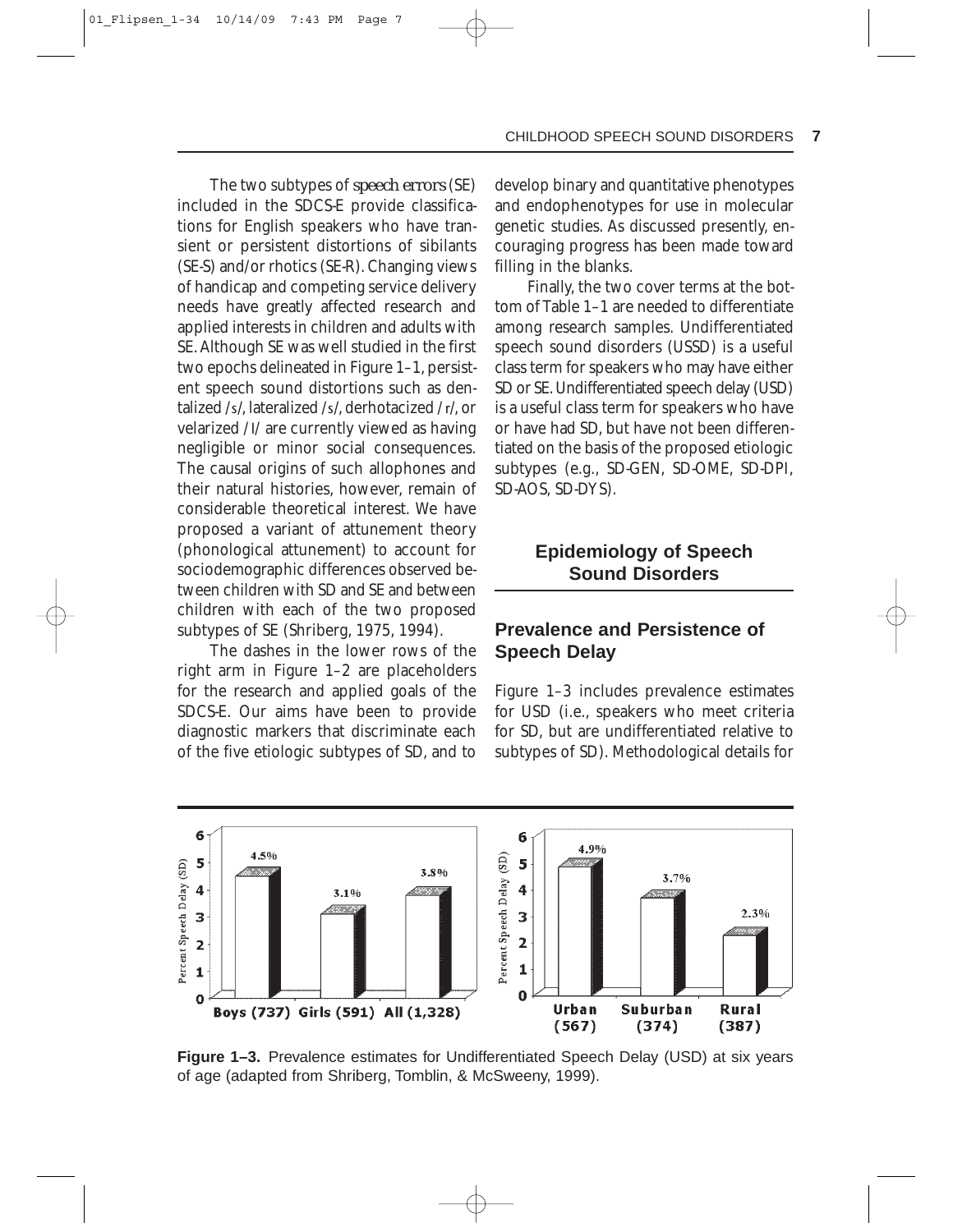The two subtypes of *speech errors* (SE) included in the SDCS-E provide classifications for English speakers who have transient or persistent distortions of sibilants (SE-S) and/or rhotics (SE-R). Changing views of handicap and competing service delivery needs have greatly affected research and applied interests in children and adults with SE. Although SE was well studied in the first two epochs delineated in Figure 1–1, persistent speech sound distortions such as dentalized /s/, lateralized /s/, derhotacized /r/, or velarized /l/ are currently viewed as having negligible or minor social consequences. The causal origins of such allophones and their natural histories, however, remain of considerable theoretical interest. We have proposed a variant of attunement theory (phonological attunement) to account for sociodemographic differences observed between children with SD and SE and between children with each of the two proposed subtypes of SE (Shriberg, 1975, 1994).

The dashes in the lower rows of the right arm in Figure 1–2 are placeholders for the research and applied goals of the SDCS-E. Our aims have been to provide diagnostic markers that discriminate each of the five etiologic subtypes of SD, and to develop binary and quantitative phenotypes and endophenotypes for use in molecular genetic studies. As discussed presently, encouraging progress has been made toward filling in the blanks.

Finally, the two cover terms at the bottom of Table 1–1 are needed to differentiate among research samples. Undifferentiated speech sound disorders (USSD) is a useful class term for speakers who may have either SD or SE. Undifferentiated speech delay (USD) is a useful class term for speakers who have or have had SD, but have not been differentiated on the basis of the proposed etiologic subtypes (e.g., SD-GEN, SD-OME, SD-DPI, SD-AOS, SD-DYS).

## Epidemiology of Speech Sound Disorders

### Prevalence and Persistence of Speech Delay

Figure 1–3 includes prevalence estimates for USD (i.e., speakers who meet criteria for SD, but are undifferentiated relative to subtypes of SD). Methodological details for

Percent Speech Delay (SD)
0 1 2 3 4 5 6
4.5%
3.1%
3.8%
Boys (737) Girls (591) All (1,328)

Percent Speech Delay (SD)
0 1 2 3 4 5 6
4.9%
3.7%
2.3%
Urban (567) Suburban (374) Rural (387)

**Figure 1–3.** Prevalence estimates for Undifferentiated Speech Delay (USD) at six years of age (adapted from Shriberg, Tomblin, & McSweeny, 1999).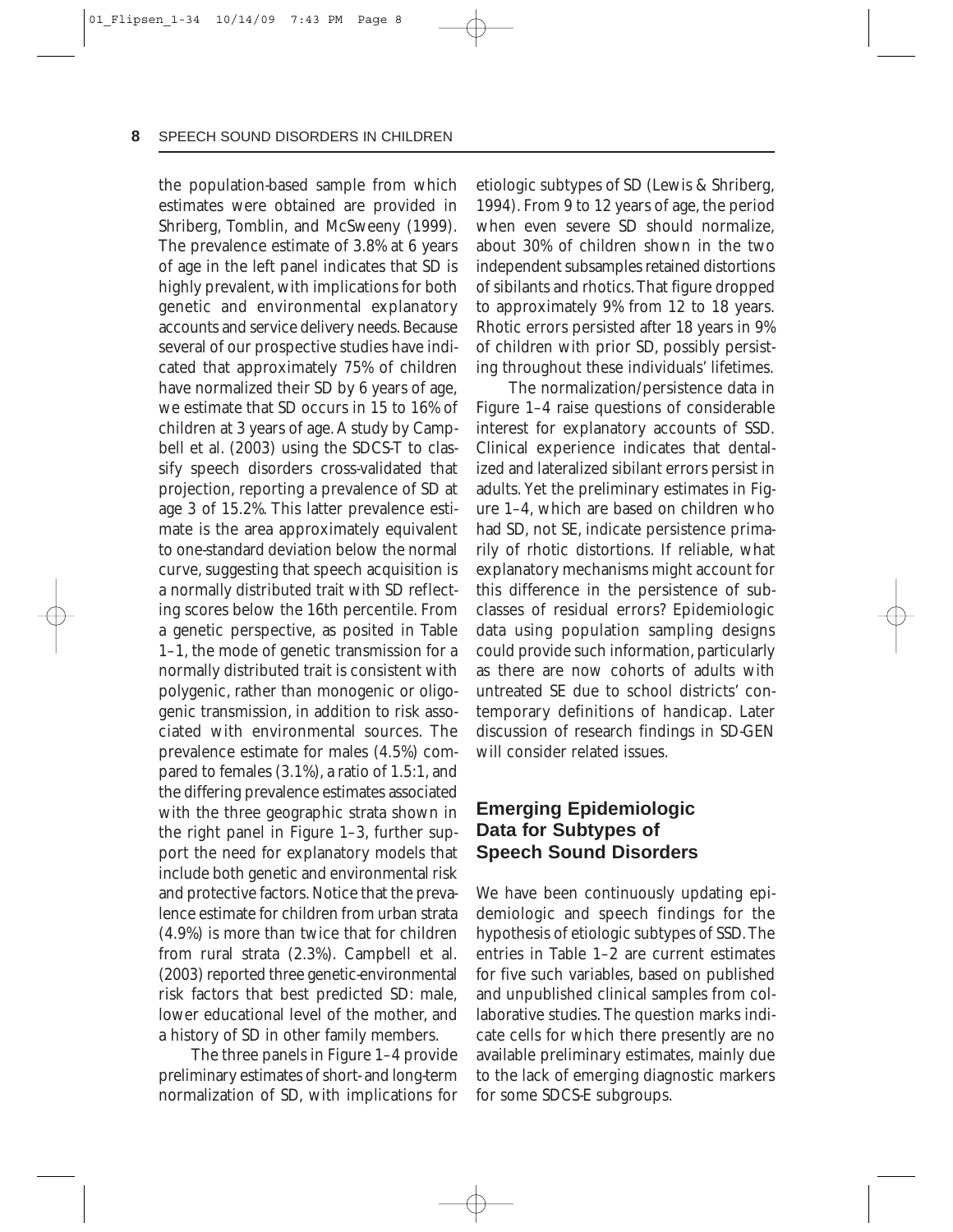the population-based sample from which estimates were obtained are provided in Shriberg, Tomblin, and McSweeny (1999). The prevalence estimate of 3.8% at 6 years of age in the left panel indicates that SD is highly prevalent, with implications for both genetic and environmental explanatory accounts and service delivery needs. Because several of our prospective studies have indicated that approximately 75% of children have normalized their SD by 6 years of age, we estimate that SD occurs in 15 to 16% of children at 3 years of age. A study by Campbell et al. (2003) using the SDCS-T to classify speech disorders cross-validated that projection, reporting a prevalence of SD at age 3 of 15.2%. This latter prevalence estimate is the area approximately equivalent to one-standard deviation below the normal curve, suggesting that speech acquisition is a normally distributed trait with SD reflecting scores below the 16th percentile. From a genetic perspective, as posited in Table 1–1, the mode of genetic transmission for a normally distributed trait is consistent with polygenic, rather than monogenic or oligogenic transmission, in addition to risk associated with environmental sources. The prevalence estimate for males (4.5%) compared to females (3.1%), a ratio of 1.5:1, and the differing prevalence estimates associated with the three geographic strata shown in the right panel in Figure 1–3, further support the need for explanatory models that include both genetic and environmental risk and protective factors. Notice that the prevalence estimate for children from urban strata (4.9%) is more than twice that for children from rural strata (2.3%). Campbell et al. (2003) reported three genetic-environmental risk factors that best predicted SD: male, lower educational level of the mother, and a history of SD in other family members.

The three panels in Figure 1–4 provide preliminary estimates of short- and long-term normalization of SD, with implications for etiologic subtypes of SD (Lewis & Shriberg, 1994). From 9 to 12 years of age, the period when even severe SD should normalize, about 30% of children shown in the two independent subsamples retained distortions of sibilants and rhotics. That figure dropped to approximately 9% from 12 to 18 years. Rhotic errors persisted after 18 years in 9% of children with prior SD, possibly persisting throughout these individuals' lifetimes.

The normalization/persistence data in Figure 1–4 raise questions of considerable interest for explanatory accounts of SSD. Clinical experience indicates that dentalized and lateralized sibilant errors persist in adults. Yet the preliminary estimates in Figure 1–4, which are based on children who had SD, not SE, indicate persistence primarily of rhotic distortions. If reliable, what explanatory mechanisms might account for this difference in the persistence of subclasses of residual errors? Epidemiologic data using population sampling designs could provide such information, particularly as there are now cohorts of adults with untreated SE due to school districts' contemporary definitions of handicap. Later discussion of research findings in SD-GEN will consider related issues.

## Emerging Epidemiologic Data for Subtypes of Speech Sound Disorders

We have been continuously updating epidemiologic and speech findings for the hypothesis of etiologic subtypes of SSD. The entries in Table 1–2 are current estimates for five such variables, based on published and unpublished clinical samples from collaborative studies. The question marks indicate cells for which there presently are no available preliminary estimates, mainly due to the lack of emerging diagnostic markers for some SDCS-E subgroups.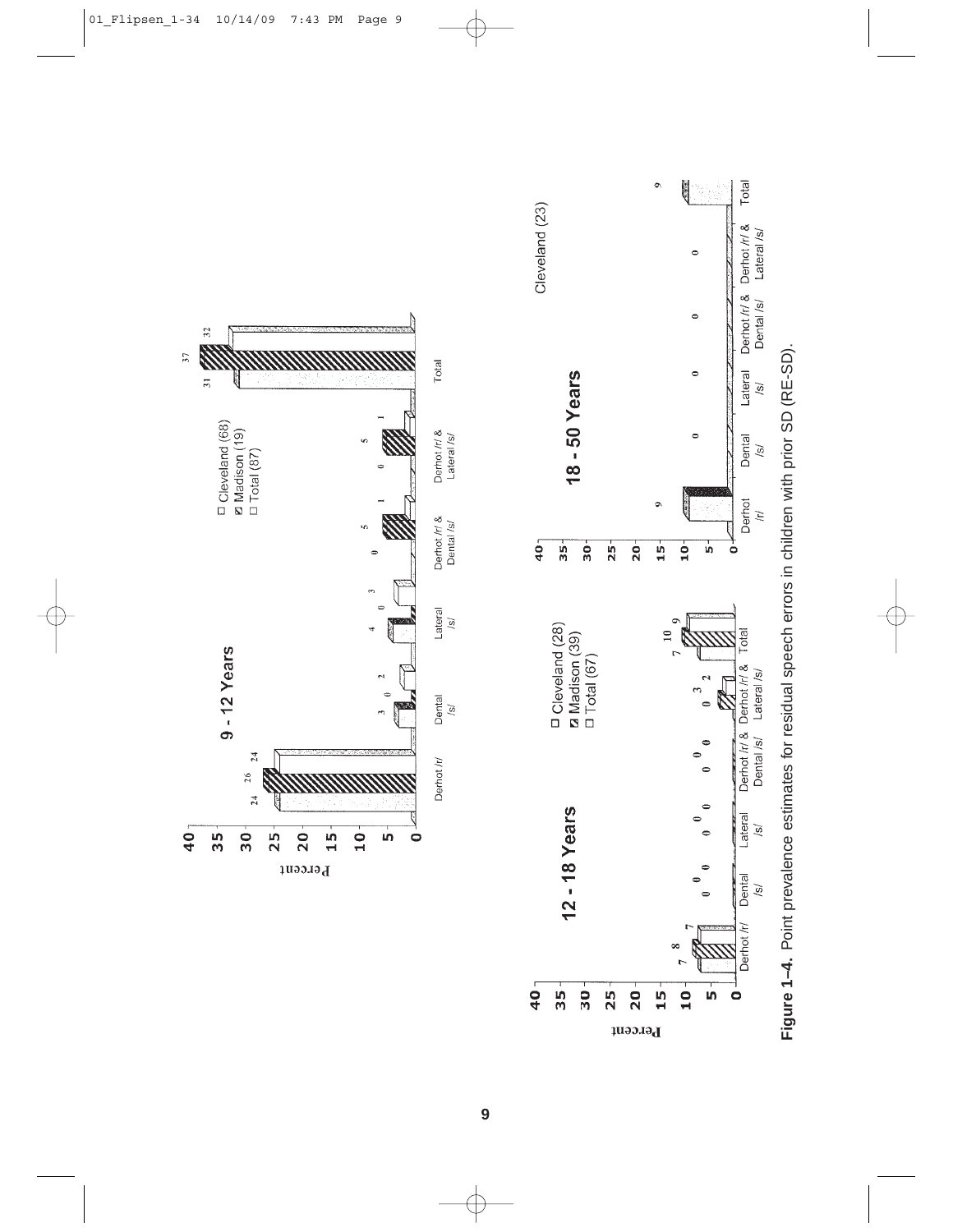**9 - 12 Years**

| | Derhot /r/ | Dental /s/ | Lateral /s/ | Derhot /r/ & Dental /s/ | Derhot /r/ & Lateral /s/ | Total |
|---|---|---|---|---|---|---|
| Cleveland (68) | 24 | 3 | 4 | 0 | 0 | 31 |
| Madison (19) | 26 | 0 | 0 | 5 | 5 | 37 |
| Total (87) | 24 | 2 | 3 | 1 | 1 | 32 |

**12 - 18 Years**

| | Derhot /r/ | Dental /s/ | Lateral /s/ | Derhot /r/ & Dental /s/ | Derhot /r/ & Lateral /s/ | Total |
|---|---|---|---|---|---|---|
| Cleveland (28) | 7 | 0 | 0 | 0 | 0 | 7 |
| Madison (39) | 8 | 0 | 0 | 0 | 3 | 10 |
| Total (67) | 7 | 0 | 0 | 0 | 2 | 9 |

**18 - 50 Years**

| | Derhot /r/ | Dental /s/ | Lateral /s/ | Derhot /r/ & Dental /s/ | Derhot /r/ & Lateral /s/ | Total |
|---|---|---|---|---|---|---|
| Cleveland (23) | 9 | 0 | 0 | 0 | 0 | 9 |

**Figure 1–4.** Point prevalence estimates for residual speech errors in children with prior SD (RE-SD).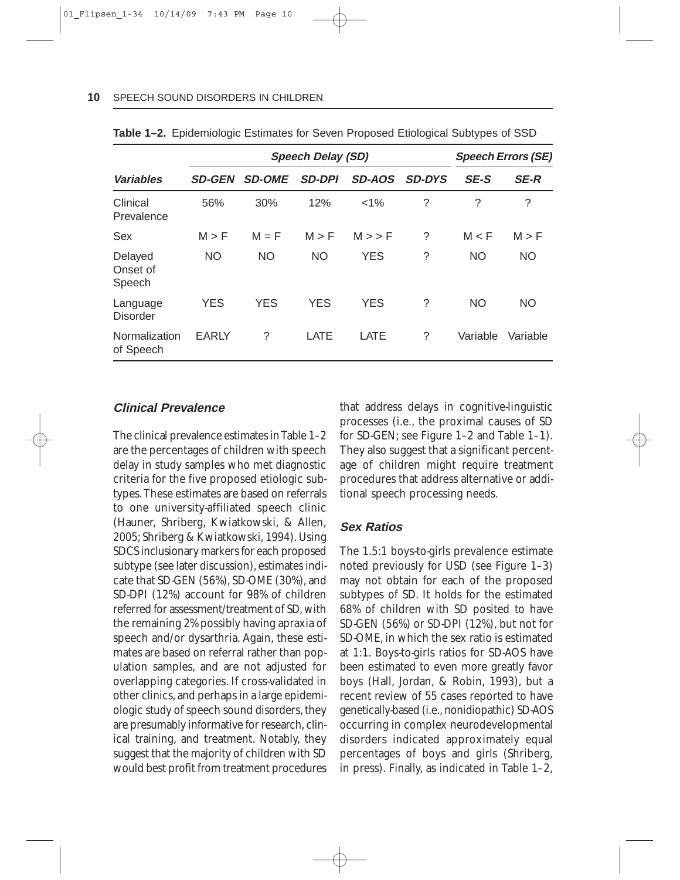**Table 1–2.** Epidemiologic Estimates for Seven Proposed Etiological Subtypes of SSD

| | Speech Delay (SD) | | | | | Speech Errors (SE) | |
|---|---|---|---|---|---|---|---|
| ***Variables*** | ***SD-GEN*** | ***SD-OME*** | ***SD-DPI*** | ***SD-AOS*** | ***SD-DYS*** | ***SE-S*** | ***SE-R*** |
| Clinical Prevalence | 56% | 30% | 12% | <1% | ? | ? | ? |
| Sex | M > F | M = F | M > F | M > > F | ? | M < F | M > F |
| Delayed Onset of Speech | NO | NO | NO | YES | ? | NO | NO |
| Language Disorder | YES | YES | YES | YES | ? | NO | NO |
| Normalization of Speech | EARLY | ? | LATE | LATE | ? | Variable | Variable |

### Clinical Prevalence

The clinical prevalence estimates in Table 1–2 are the percentages of children with speech delay in study samples who met diagnostic criteria for the five proposed etiologic subtypes. These estimates are based on referrals to one university-affiliated speech clinic (Hauner, Shriberg, Kwiatkowski, & Allen, 2005; Shriberg & Kwiatkowski, 1994). Using SDCS inclusionary markers for each proposed subtype (see later discussion), estimates indicate that SD-GEN (56%), SD-OME (30%), and SD-DPI (12%) account for 98% of children referred for assessment/treatment of SD, with the remaining 2% possibly having apraxia of speech and/or dysarthria. Again, these estimates are based on referral rather than population samples, and are not adjusted for overlapping categories. If cross-validated in other clinics, and perhaps in a large epidemiologic study of speech sound disorders, they are presumably informative for research, clinical training, and treatment. Notably, they suggest that the majority of children with SD would best profit from treatment procedures that address delays in cognitive-linguistic processes (i.e., the proximal causes of SD for SD-GEN; see Figure 1–2 and Table 1–1). They also suggest that a significant percentage of children might require treatment procedures that address alternative or additional speech processing needs.

### Sex Ratios

The 1.5:1 boys-to-girls prevalence estimate noted previously for USD (see Figure 1–3) may not obtain for each of the proposed subtypes of SD. It holds for the estimated 68% of children with SD posited to have SD-GEN (56%) or SD-DPI (12%), but not for SD-OME, in which the sex ratio is estimated at 1:1. Boys-to-girls ratios for SD-AOS have been estimated to even more greatly favor boys (Hall, Jordan, & Robin, 1993), but a recent review of 55 cases reported to have genetically-based (i.e., nonidiopathic) SD-AOS occurring in complex neurodevelopmental disorders indicated approximately equal percentages of boys and girls (Shriberg, in press). Finally, as indicated in Table 1–2,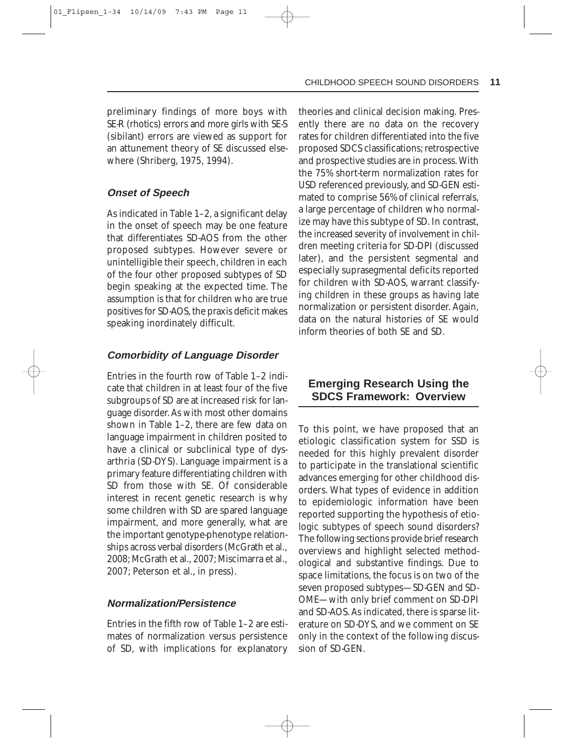preliminary findings of more boys with SE-R (rhotics) errors and more girls with SE-S (sibilant) errors are viewed as support for an attunement theory of SE discussed elsewhere (Shriberg, 1975, 1994).

### Onset of Speech

As indicated in Table 1–2, a significant delay in the onset of speech may be one feature that differentiates SD-AOS from the other proposed subtypes. However severe or unintelligible their speech, children in each of the four other proposed subtypes of SD begin speaking at the expected time. The assumption is that for children who are true positives for SD-AOS, the praxis deficit makes speaking inordinately difficult.

### Comorbidity of Language Disorder

Entries in the fourth row of Table 1–2 indicate that children in at least four of the five subgroups of SD are at increased risk for language disorder. As with most other domains shown in Table 1–2, there are few data on language impairment in children posited to have a clinical or subclinical type of dysarthria (SD-DYS). Language impairment is a primary feature differentiating children with SD from those with SE. Of considerable interest in recent genetic research is why some children with SD are spared language impairment, and more generally, what are the important genotype-phenotype relationships across verbal disorders (McGrath et al., 2008; McGrath et al., 2007; Miscimarra et al., 2007; Peterson et al., in press).

### Normalization/Persistence

Entries in the fifth row of Table 1–2 are estimates of normalization versus persistence of SD, with implications for explanatory theories and clinical decision making. Presently there are no data on the recovery rates for children differentiated into the five proposed SDCS classifications; retrospective and prospective studies are in process. With the 75% short-term normalization rates for USD referenced previously, and SD-GEN estimated to comprise 56% of clinical referrals, a large percentage of children who normalize may have this subtype of SD. In contrast, the increased severity of involvement in children meeting criteria for SD-DPI (discussed later), and the persistent segmental and especially suprasegmental deficits reported for children with SD-AOS, warrant classifying children in these groups as having late normalization or persistent disorder. Again, data on the natural histories of SE would inform theories of both SE and SD.

## Emerging Research Using the SDCS Framework: Overview

To this point, we have proposed that an etiologic classification system for SSD is needed for this highly prevalent disorder to participate in the translational scientific advances emerging for other childhood disorders. What types of evidence in addition to epidemiologic information have been reported supporting the hypothesis of etiologic subtypes of speech sound disorders? The following sections provide brief research overviews and highlight selected methodological and substantive findings. Due to space limitations, the focus is on two of the seven proposed subtypes—SD-GEN and SD-OME—with only brief comment on SD-DPI and SD-AOS. As indicated, there is sparse literature on SD-DYS, and we comment on SE only in the context of the following discussion of SD-GEN.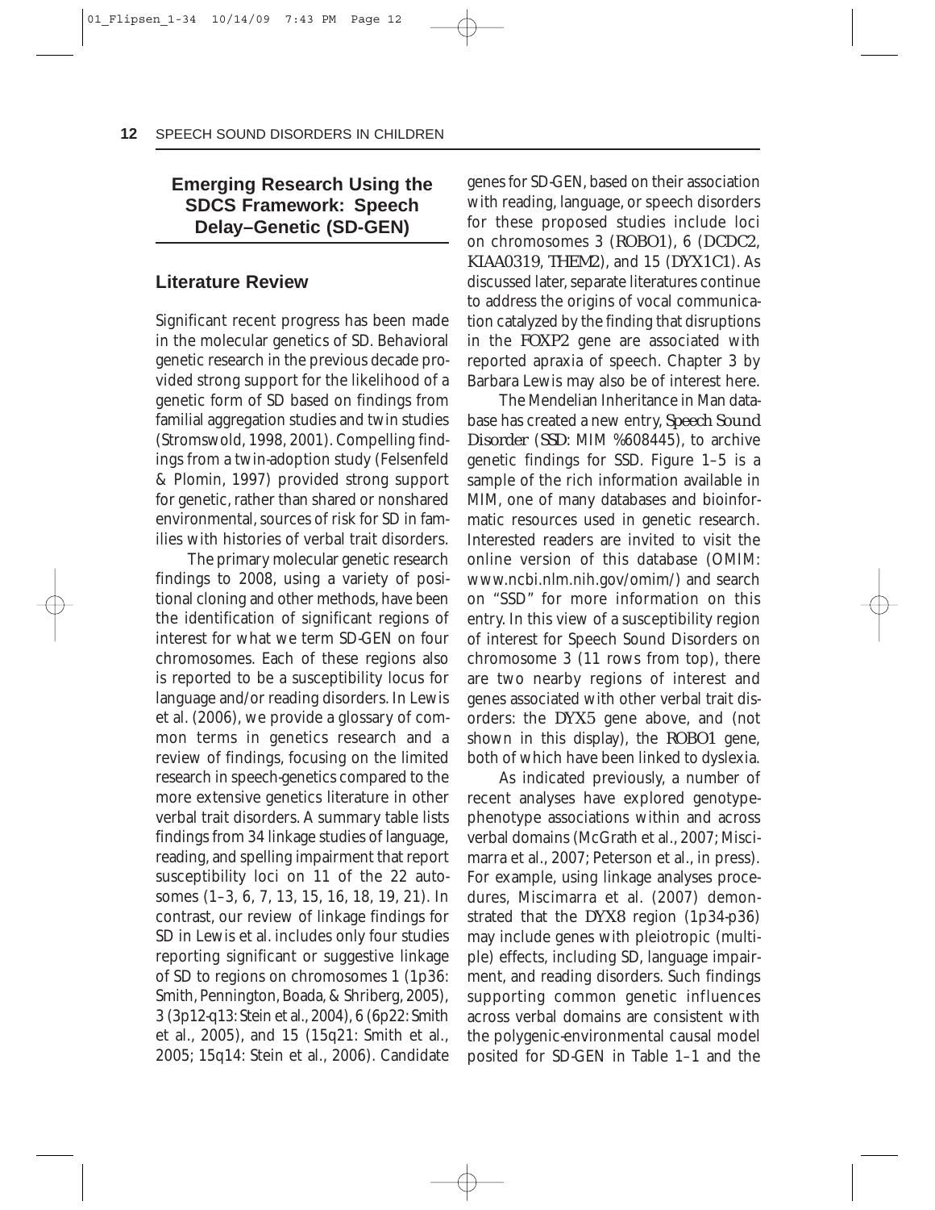## Emerging Research Using the SDCS Framework: Speech Delay–Genetic (SD-GEN)

### Literature Review

Significant recent progress has been made in the molecular genetics of SD. Behavioral genetic research in the previous decade provided strong support for the likelihood of a genetic form of SD based on findings from familial aggregation studies and twin studies (Stromswold, 1998, 2001). Compelling findings from a twin-adoption study (Felsenfeld & Plomin, 1997) provided strong support for genetic, rather than shared or nonshared environmental, sources of risk for SD in families with histories of verbal trait disorders.

The primary molecular genetic research findings to 2008, using a variety of positional cloning and other methods, have been the identification of significant regions of interest for what we term SD-GEN on four chromosomes. Each of these regions also is reported to be a susceptibility locus for language and/or reading disorders. In Lewis et al. (2006), we provide a glossary of common terms in genetics research and a review of findings, focusing on the limited research in speech-genetics compared to the more extensive genetics literature in other verbal trait disorders. A summary table lists findings from 34 linkage studies of language, reading, and spelling impairment that report susceptibility loci on 11 of the 22 autosomes (1–3, 6, 7, 13, 15, 16, 18, 19, 21). In contrast, our review of linkage findings for SD in Lewis et al. includes only four studies reporting significant or suggestive linkage of SD to regions on chromosomes 1 (1p36: Smith, Pennington, Boada, & Shriberg, 2005), 3 (3p12-q13: Stein et al., 2004), 6 (6p22: Smith et al., 2005), and 15 (15q21: Smith et al., 2005; 15q14: Stein et al., 2006). Candidate genes for SD-GEN, based on their association with reading, language, or speech disorders for these proposed studies include loci on chromosomes 3 (*ROBO1*), 6 (*DCDC2*, *KIAA0319*, *THEM2*), and 15 (*DYX1C1*). As discussed later, separate literatures continue to address the origins of vocal communication catalyzed by the finding that disruptions in the *FOXP2* gene are associated with reported apraxia of speech. Chapter 3 by Barbara Lewis may also be of interest here.

The Mendelian Inheritance in Man database has created a new entry, *Speech Sound Disorder* (*SSD*: MIM %608445), to archive genetic findings for SSD. Figure 1–5 is a sample of the rich information available in MIM, one of many databases and bioinformatic resources used in genetic research. Interested readers are invited to visit the online version of this database (OMIM: www.ncbi.nlm.nih.gov/omim/) and search on "SSD" for more information on this entry. In this view of a susceptibility region of interest for Speech Sound Disorders on chromosome 3 (11 rows from top), there are two nearby regions of interest and genes associated with other verbal trait disorders: the *DYX5* gene above, and (not shown in this display), the *ROBO1* gene, both of which have been linked to dyslexia.

As indicated previously, a number of recent analyses have explored genotype-phenotype associations within and across verbal domains (McGrath et al., 2007; Miscimarra et al., 2007; Peterson et al., in press). For example, using linkage analyses procedures, Miscimarra et al. (2007) demonstrated that the *DYX8* region (1p34-p36) may include genes with pleiotropic (multiple) effects, including SD, language impairment, and reading disorders. Such findings supporting common genetic influences across verbal domains are consistent with the polygenic-environmental causal model posited for SD-GEN in Table 1–1 and the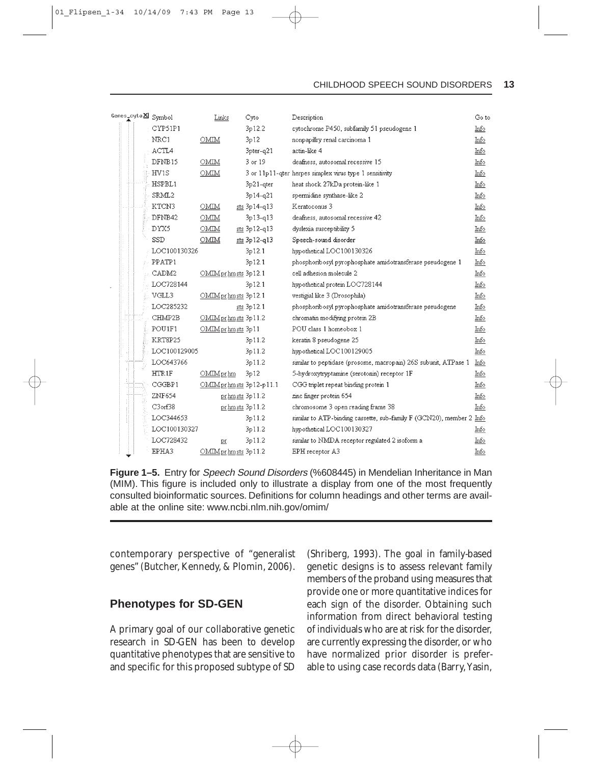| Genes_cyto | Symbol | Links | Cyto | Description | Go to |
|---|---|---|---|---|---|
| | CYP51P1 | | 3p12.2 | cytochrome P450, subfamily 51 pseudogene 1 | Info |
| | NRC1 | OMIM | 3p12 | nonpapillry renal carcinoma 1 | Info |
| | ACTL4 | | 3pter-q21 | actin-like 4 | Info |
| | DFNB15 | OMIM | 3 or 19 | deafness, autosomal recessive 15 | Info |
| | HV1S | OMIM | 3 or 11p11-qter | herpes simplex virus type 1 sensitivity | Info |
| | HSPBL1 | | 3p21-qter | heat shock 27kDa protein-like 1 | Info |
| | SRML2 | | 3p14-q21 | spermidine synthase-like 2 | Info |
| | KTCN3 | OMIM | sts 3p14-q13 | Keratoconus 3 | Info |
| | DFNB42 | OMIM | 3p13-q13 | deafness, autosomal recessive 42 | Info |
| | DYX5 | OMIM | sts 3p12-q13 | dyslexia susceptibility 5 | Info |
| | SSD | OMIM | sts 3p12-q13 | Speech-sound disorder | Info |
| | LOC100130326 | | 3p12.1 | hypothetical LOC100130326 | Info |
| | PPATP1 | | 3p12.1 | phosphoribosyl pyrophosphate amidotransferase pseudogene 1 | Info |
| | CADM2 | OMIM pr hm sts | 3p12.1 | cell adhesion molecule 2 | Info |
| | LOC728144 | | 3p12.1 | hypothetical protein LOC728144 | Info |
| | VGLL3 | OMIM pr hm sts | 3p12.1 | vestigial like 3 (Drosophila) | Info |
| | LOC285232 | sts | 3p12.1 | phosphoribosyl pyrophosphate amidotransferase pseudogene | Info |
| | CHMP2B | OMIM pr hm sts | 3p11.2 | chromatin modifying protein 2B | Info |
| | POU1F1 | OMIM pr hm sts | 3p11 | POU class 1 homeobox 1 | Info |
| | KRT8P25 | | 3p11.2 | keratin 8 pseudogene 25 | Info |
| | LOC100129005 | | 3p11.2 | hypothetical LOC100129005 | Info |
| | LOC643766 | | 3p11.2 | similar to peptidase (prosome, macropain) 26S subunit, ATPase 1 | Info |
| | HTR1F | OMIM pr hm | 3p12 | 5-hydroxytryptamine (serotonin) receptor 1F | Info |
| | CGGBP1 | OMIM pr hm sts | 3p12-p11.1 | CGG triplet repeat binding protein 1 | Info |
| | ZNF654 | pr hm sts | 3p11.2 | zinc finger protein 654 | Info |
| | C3orf38 | pr hm sts | 3p11.2 | chromosome 3 open reading frame 38 | Info |
| | LOC344653 | | 3p11.2 | similar to ATP-binding cassette, sub-family F (GCN20), member 2 | Info |
| | LOC100130327 | | 3p11.2 | hypothetical LOC100130327 | Info |
| | LOC728432 | pr | 3p11.2 | similar to NMDA receptor regulated 2 isoform a | Info |
| | EPHA3 | OMIM pr hm sts | 3p11.2 | EPH receptor A3 | Info |

**Figure 1–5.** Entry for *Speech Sound Disorders* (%608445) in Mendelian Inheritance in Man (MIM). This figure is included only to illustrate a display from one of the most frequently consulted bioinformatic sources. Definitions for column headings and other terms are available at the online site: www.ncbi.nlm.nih.gov/omim/

contemporary perspective of "generalist genes" (Butcher, Kennedy, & Plomin, 2006).

## Phenotypes for SD-GEN

A primary goal of our collaborative genetic research in SD-GEN has been to develop quantitative phenotypes that are sensitive to and specific for this proposed subtype of SD (Shriberg, 1993). The goal in family-based genetic designs is to assess relevant family members of the proband using measures that provide one or more quantitative indices for each sign of the disorder. Obtaining such information from direct behavioral testing of individuals who are at risk for the disorder, are currently expressing the disorder, or who have normalized prior disorder is preferable to using case records data (Barry, Yasin,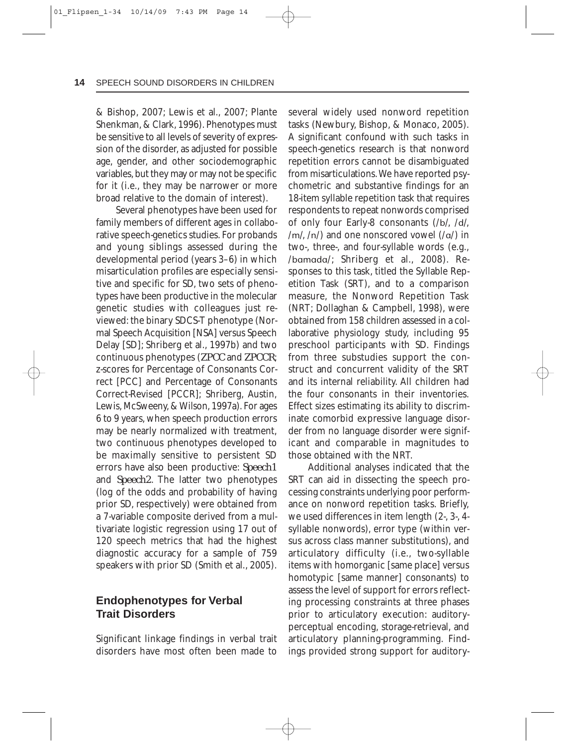& Bishop, 2007; Lewis et al., 2007; Plante Shenkman, & Clark, 1996). Phenotypes must be sensitive to all levels of severity of expression of the disorder, as adjusted for possible age, gender, and other sociodemographic variables, but they may or may not be specific for it (i.e., they may be narrower or more broad relative to the domain of interest).

Several phenotypes have been used for family members of different ages in collaborative speech-genetics studies. For probands and young siblings assessed during the developmental period (years 3–6) in which misarticulation profiles are especially sensitive and specific for SD, two sets of phenotypes have been productive in the molecular genetic studies with colleagues just reviewed: the binary SDCS-T phenotype (Normal Speech Acquisition [NSA] versus Speech Delay [SD]; Shriberg et al., 1997b) and two continuous phenotypes (*ZPCC* and *ZPCCR*; z-scores for Percentage of Consonants Correct [PCC] and Percentage of Consonants Correct-Revised [PCCR]; Shriberg, Austin, Lewis, McSweeny, & Wilson, 1997a). For ages 6 to 9 years, when speech production errors may be nearly normalized with treatment, two continuous phenotypes developed to be maximally sensitive to persistent SD errors have also been productive: *Speech1* and *Speech2*. The latter two phenotypes (log of the odds and probability of having prior SD, respectively) were obtained from a 7-variable composite derived from a multivariate logistic regression using 17 out of 120 speech metrics that had the highest diagnostic accuracy for a sample of 759 speakers with prior SD (Smith et al., 2005).

## Endophenotypes for Verbal Trait Disorders

Significant linkage findings in verbal trait disorders have most often been made to several widely used nonword repetition tasks (Newbury, Bishop, & Monaco, 2005). A significant confound with such tasks in speech-genetics research is that nonword repetition errors cannot be disambiguated from misarticulations. We have reported psychometric and substantive findings for an 18-item syllable repetition task that requires respondents to repeat nonwords comprised of only four Early-8 consonants (/b/, /d/, /m/, /n/) and one nonscored vowel (/ɑ/) in two-, three-, and four-syllable words (e.g., /bɑmɑdɑ/; Shriberg et al., 2008). Responses to this task, titled the Syllable Repetition Task (SRT), and to a comparison measure, the Nonword Repetition Task (NRT; Dollaghan & Campbell, 1998), were obtained from 158 children assessed in a collaborative physiology study, including 95 preschool participants with SD. Findings from three substudies support the construct and concurrent validity of the SRT and its internal reliability. All children had the four consonants in their inventories. Effect sizes estimating its ability to discriminate comorbid expressive language disorder from no language disorder were significant and comparable in magnitudes to those obtained with the NRT.

Additional analyses indicated that the SRT can aid in dissecting the speech processing constraints underlying poor performance on nonword repetition tasks. Briefly, we used differences in item length (2-, 3-, 4-syllable nonwords), error type (within versus across class manner substitutions), and articulatory difficulty (i.e., two-syllable items with homorganic [same place] versus homotypic [same manner] consonants) to assess the level of support for errors reflecting processing constraints at three phases prior to articulatory execution: auditory-perceptual encoding, storage-retrieval, and articulatory planning-programming. Findings provided strong support for auditory-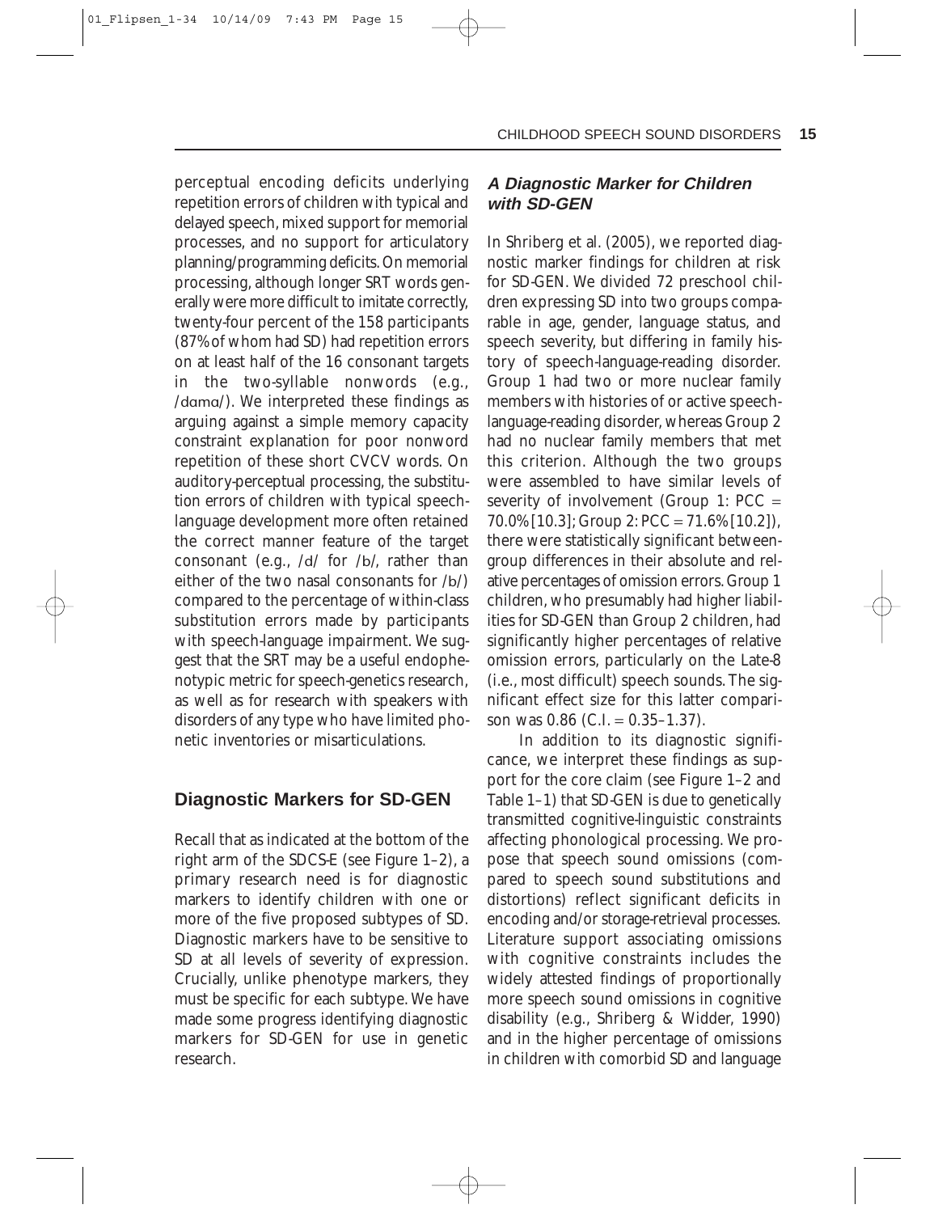perceptual encoding deficits underlying repetition errors of children with typical and delayed speech, mixed support for memorial processes, and no support for articulatory planning/programming deficits. On memorial processing, although longer SRT words generally were more difficult to imitate correctly, twenty-four percent of the 158 participants (87% of whom had SD) had repetition errors on at least half of the 16 consonant targets in the two-syllable nonwords (e.g., /dɑmɑ/). We interpreted these findings as arguing against a simple memory capacity constraint explanation for poor nonword repetition of these short CVCV words. On auditory-perceptual processing, the substitution errors of children with typical speech-language development more often retained the correct manner feature of the target consonant (e.g., /d/ for /b/, rather than either of the two nasal consonants for /b/) compared to the percentage of within-class substitution errors made by participants with speech-language impairment. We suggest that the SRT may be a useful endophenotypic metric for speech-genetics research, as well as for research with speakers with disorders of any type who have limited phonetic inventories or misarticulations.

## Diagnostic Markers for SD-GEN

Recall that as indicated at the bottom of the right arm of the SDCS-E (see Figure 1–2), a primary research need is for diagnostic markers to identify children with one or more of the five proposed subtypes of SD. Diagnostic markers have to be sensitive to SD at all levels of severity of expression. Crucially, unlike phenotype markers, they must be specific for each subtype. We have made some progress identifying diagnostic markers for SD-GEN for use in genetic research.

### A Diagnostic Marker for Children with SD-GEN

In Shriberg et al. (2005), we reported diagnostic marker findings for children at risk for SD-GEN. We divided 72 preschool children expressing SD into two groups comparable in age, gender, language status, and speech severity, but differing in family history of speech-language-reading disorder. Group 1 had two or more nuclear family members with histories of or active speech-language-reading disorder, whereas Group 2 had no nuclear family members that met this criterion. Although the two groups were assembled to have similar levels of severity of involvement (Group 1: PCC = 70.0% [10.3]; Group 2: PCC = 71.6% [10.2]), there were statistically significant between-group differences in their absolute and relative percentages of omission errors. Group 1 children, who presumably had higher liabilities for SD-GEN than Group 2 children, had significantly higher percentages of relative omission errors, particularly on the Late-8 (i.e., most difficult) speech sounds. The significant effect size for this latter comparison was 0.86 (C.I. = 0.35–1.37).

In addition to its diagnostic significance, we interpret these findings as support for the core claim (see Figure 1–2 and Table 1–1) that SD-GEN is due to genetically transmitted cognitive-linguistic constraints affecting phonological processing. We propose that speech sound omissions (compared to speech sound substitutions and distortions) reflect significant deficits in encoding and/or storage-retrieval processes. Literature support associating omissions with cognitive constraints includes the widely attested findings of proportionally more speech sound omissions in cognitive disability (e.g., Shriberg & Widder, 1990) and in the higher percentage of omissions in children with comorbid SD and language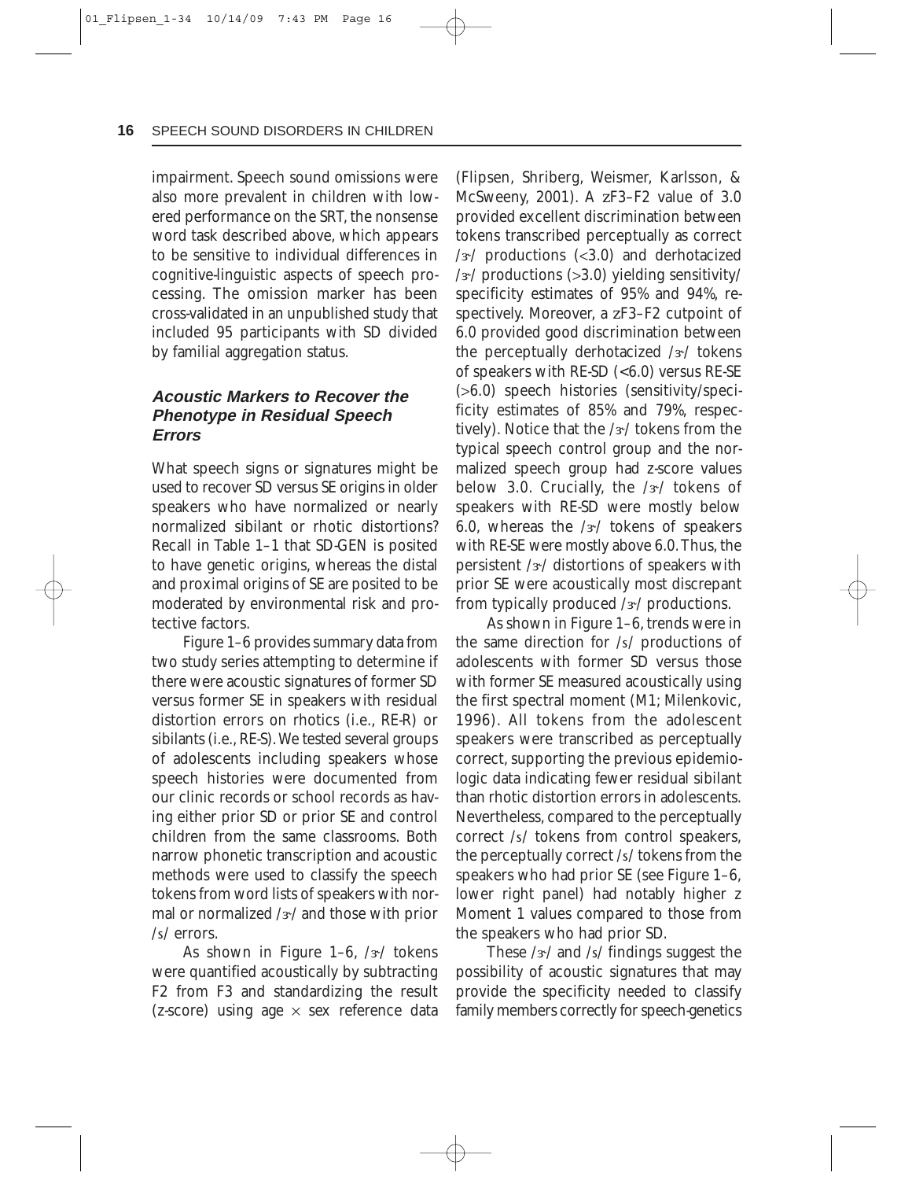impairment. Speech sound omissions were also more prevalent in children with lowered performance on the SRT, the nonsense word task described above, which appears to be sensitive to individual differences in cognitive-linguistic aspects of speech processing. The omission marker has been cross-validated in an unpublished study that included 95 participants with SD divided by familial aggregation status.

### Acoustic Markers to Recover the Phenotype in Residual Speech Errors

What speech signs or signatures might be used to recover SD versus SE origins in older speakers who have normalized or nearly normalized sibilant or rhotic distortions? Recall in Table 1–1 that SD-GEN is posited to have genetic origins, whereas the distal and proximal origins of SE are posited to be moderated by environmental risk and protective factors.

Figure 1–6 provides summary data from two study series attempting to determine if there were acoustic signatures of former SD versus former SE in speakers with residual distortion errors on rhotics (i.e., RE-R) or sibilants (i.e., RE-S). We tested several groups of adolescents including speakers whose speech histories were documented from our clinic records or school records as having either prior SD or prior SE and control children from the same classrooms. Both narrow phonetic transcription and acoustic methods were used to classify the speech tokens from word lists of speakers with normal or normalized /ɝ/ and those with prior /s/ errors.

As shown in Figure 1–6, /ɝ/ tokens were quantified acoustically by subtracting F2 from F3 and standardizing the result (z-score) using age × sex reference data (Flipsen, Shriberg, Weismer, Karlsson, & McSweeny, 2001). A zF3–F2 value of 3.0 provided excellent discrimination between tokens transcribed perceptually as correct /ɝ/ productions (<3.0) and derhotacized /ɝ/ productions (>3.0) yielding sensitivity/specificity estimates of 95% and 94%, respectively. Moreover, a zF3–F2 cutpoint of 6.0 provided good discrimination between the perceptually derhotacized /ɝ/ tokens of speakers with RE-SD (<6.0) versus RE-SE (>6.0) speech histories (sensitivity/specificity estimates of 85% and 79%, respectively). Notice that the /ɝ/ tokens from the typical speech control group and the normalized speech group had z-score values below 3.0. Crucially, the /ɝ/ tokens of speakers with RE-SD were mostly below 6.0, whereas the /ɝ/ tokens of speakers with RE-SE were mostly above 6.0. Thus, the persistent /ɝ/ distortions of speakers with prior SE were acoustically most discrepant from typically produced /ɝ/ productions.

As shown in Figure 1–6, trends were in the same direction for /s/ productions of adolescents with former SD versus those with former SE measured acoustically using the first spectral moment (M1; Milenkovic, 1996). All tokens from the adolescent speakers were transcribed as perceptually correct, supporting the previous epidemiologic data indicating fewer residual sibilant than rhotic distortion errors in adolescents. Nevertheless, compared to the perceptually correct /s/ tokens from control speakers, the perceptually correct /s/ tokens from the speakers who had prior SE (see Figure 1–6, lower right panel) had notably higher z Moment 1 values compared to those from the speakers who had prior SD.

These /ɝ/ and /s/ findings suggest the possibility of acoustic signatures that may provide the specificity needed to classify family members correctly for speech-genetics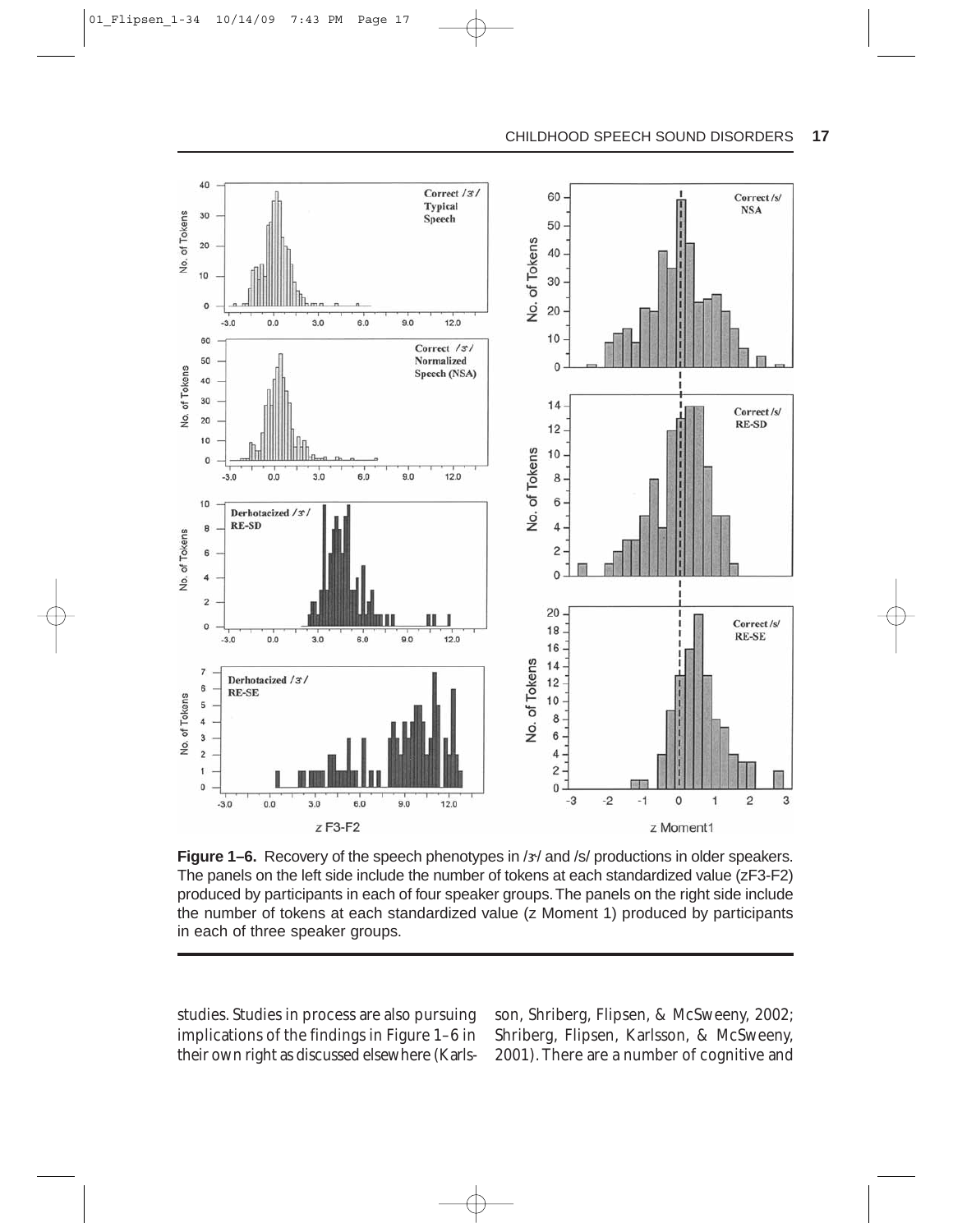**Figure 1–6.** Recovery of the speech phenotypes in /ɝ/ and /s/ productions in older speakers. The panels on the left side include the number of tokens at each standardized value (zF3-F2) produced by participants in each of four speaker groups. The panels on the right side include the number of tokens at each standardized value (z Moment 1) produced by participants in each of three speaker groups.

studies. Studies in process are also pursuing implications of the findings in Figure 1–6 in their own right as discussed elsewhere (Karlsson, Shriberg, Flipsen, & McSweeny, 2002; Shriberg, Flipsen, Karlsson, & McSweeny, 2001). There are a number of cognitive and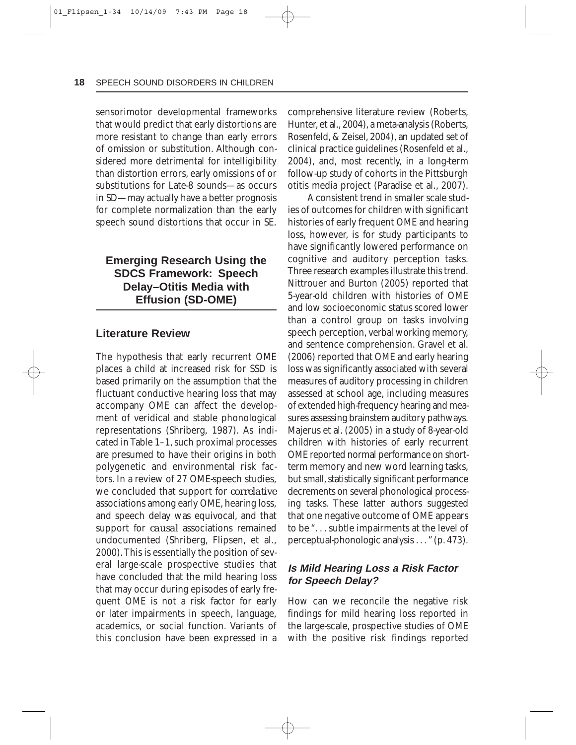sensorimotor developmental frameworks that would predict that early distortions are more resistant to change than early errors of omission or substitution. Although considered more detrimental for intelligibility than distortion errors, early omissions of or substitutions for Late-8 sounds—as occurs in SD—may actually have a better prognosis for complete normalization than the early speech sound distortions that occur in SE.

## Emerging Research Using the SDCS Framework: Speech Delay–Otitis Media with Effusion (SD-OME)

### Literature Review

The hypothesis that early recurrent OME places a child at increased risk for SSD is based primarily on the assumption that the fluctuant conductive hearing loss that may accompany OME can affect the development of veridical and stable phonological representations (Shriberg, 1987). As indicated in Table 1–1, such proximal processes are presumed to have their origins in both polygenetic and environmental risk factors. In a review of 27 OME-speech studies, we concluded that support for *correlative* associations among early OME, hearing loss, and speech delay was equivocal, and that support for *causal* associations remained undocumented (Shriberg, Flipsen, et al., 2000). This is essentially the position of several large-scale prospective studies that have concluded that the mild hearing loss that may occur during episodes of early frequent OME is not a risk factor for early or later impairments in speech, language, academics, or social function. Variants of this conclusion have been expressed in a comprehensive literature review (Roberts, Hunter, et al., 2004), a meta-analysis (Roberts, Rosenfeld, & Zeisel, 2004), an updated set of clinical practice guidelines (Rosenfeld et al., 2004), and, most recently, in a long-term follow-up study of cohorts in the Pittsburgh otitis media project (Paradise et al., 2007).

A consistent trend in smaller scale studies of outcomes for children with significant histories of early frequent OME and hearing loss, however, is for study participants to have significantly lowered performance on cognitive and auditory perception tasks. Three research examples illustrate this trend. Nittrouer and Burton (2005) reported that 5-year-old children with histories of OME and low socioeconomic status scored lower than a control group on tasks involving speech perception, verbal working memory, and sentence comprehension. Gravel et al. (2006) reported that OME and early hearing loss was significantly associated with several measures of auditory processing in children assessed at school age, including measures of extended high-frequency hearing and measures assessing brainstem auditory pathways. Majerus et al. (2005) in a study of 8-year-old children with histories of early recurrent OME reported normal performance on short-term memory and new word learning tasks, but small, statistically significant performance decrements on several phonological processing tasks. These latter authors suggested that one negative outcome of OME appears to be ". . . subtle impairments at the level of perceptual-phonologic analysis . . . " (p. 473).

#### Is Mild Hearing Loss a Risk Factor for Speech Delay?

How can we reconcile the negative risk findings for mild hearing loss reported in the large-scale, prospective studies of OME with the positive risk findings reported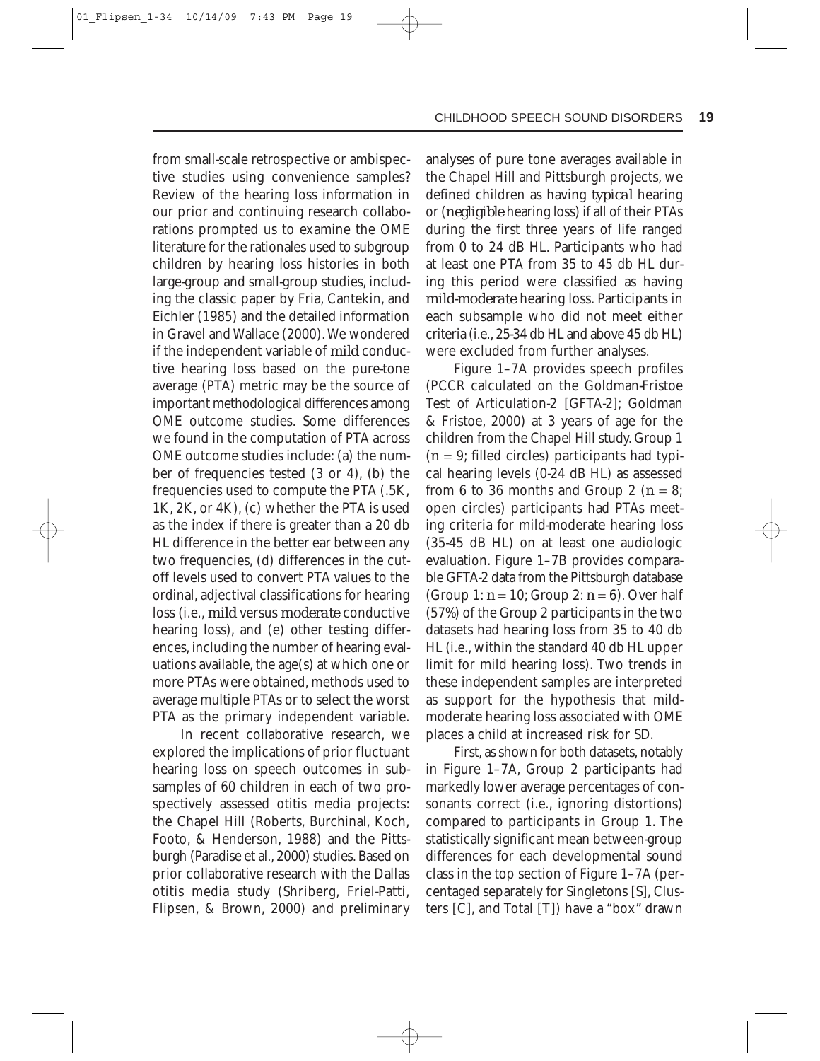from small-scale retrospective or ambispective studies using convenience samples? Review of the hearing loss information in our prior and continuing research collaborations prompted us to examine the OME literature for the rationales used to subgroup children by hearing loss histories in both large-group and small-group studies, including the classic paper by Fria, Cantekin, and Eichler (1985) and the detailed information in Gravel and Wallace (2000). We wondered if the independent variable of *mild* conductive hearing loss based on the pure-tone average (PTA) metric may be the source of important methodological differences among OME outcome studies. Some differences we found in the computation of PTA across OME outcome studies include: (a) the number of frequencies tested (3 or 4), (b) the frequencies used to compute the PTA (.5K, 1K, 2K, or 4K), (c) whether the PTA is used as the index if there is greater than a 20 db HL difference in the better ear between any two frequencies, (d) differences in the cutoff levels used to convert PTA values to the ordinal, adjectival classifications for hearing loss (i.e., *mild* versus *moderate* conductive hearing loss), and (e) other testing differences, including the number of hearing evaluations available, the age(s) at which one or more PTAs were obtained, methods used to average multiple PTAs or to select the worst PTA as the primary independent variable.

In recent collaborative research, we explored the implications of prior fluctuant hearing loss on speech outcomes in subsamples of 60 children in each of two prospectively assessed otitis media projects: the Chapel Hill (Roberts, Burchinal, Koch, Footo, & Henderson, 1988) and the Pittsburgh (Paradise et al., 2000) studies. Based on prior collaborative research with the Dallas otitis media study (Shriberg, Friel-Patti, Flipsen, & Brown, 2000) and preliminary analyses of pure tone averages available in the Chapel Hill and Pittsburgh projects, we defined children as having *typical* hearing or (*negligible* hearing loss) if all of their PTAs during the first three years of life ranged from 0 to 24 dB HL. Participants who had at least one PTA from 35 to 45 db HL during this period were classified as having *mild-moderate* hearing loss. Participants in each subsample who did not meet either criteria (i.e., 25-34 db HL and above 45 db HL) were excluded from further analyses.

Figure 1–7A provides speech profiles (PCCR calculated on the Goldman-Fristoe Test of Articulation-2 [GFTA-2]; Goldman & Fristoe, 2000) at 3 years of age for the children from the Chapel Hill study. Group 1 ($n = 9$; filled circles) participants had typical hearing levels (0-24 dB HL) as assessed from 6 to 36 months and Group 2 ($n = 8$; open circles) participants had PTAs meeting criteria for mild-moderate hearing loss (35-45 dB HL) on at least one audiologic evaluation. Figure 1–7B provides comparable GFTA-2 data from the Pittsburgh database (Group 1: $n = 10$; Group 2: $n = 6$). Over half (57%) of the Group 2 participants in the two datasets had hearing loss from 35 to 40 db HL (i.e., within the standard 40 db HL upper limit for mild hearing loss). Two trends in these independent samples are interpreted as support for the hypothesis that mild-moderate hearing loss associated with OME places a child at increased risk for SD.

First, as shown for both datasets, notably in Figure 1–7A, Group 2 participants had markedly lower average percentages of consonants correct (i.e., ignoring distortions) compared to participants in Group 1. The statistically significant mean between-group differences for each developmental sound class in the top section of Figure 1–7A (percentaged separately for Singletons [S], Clusters [C], and Total [T]) have a "box" drawn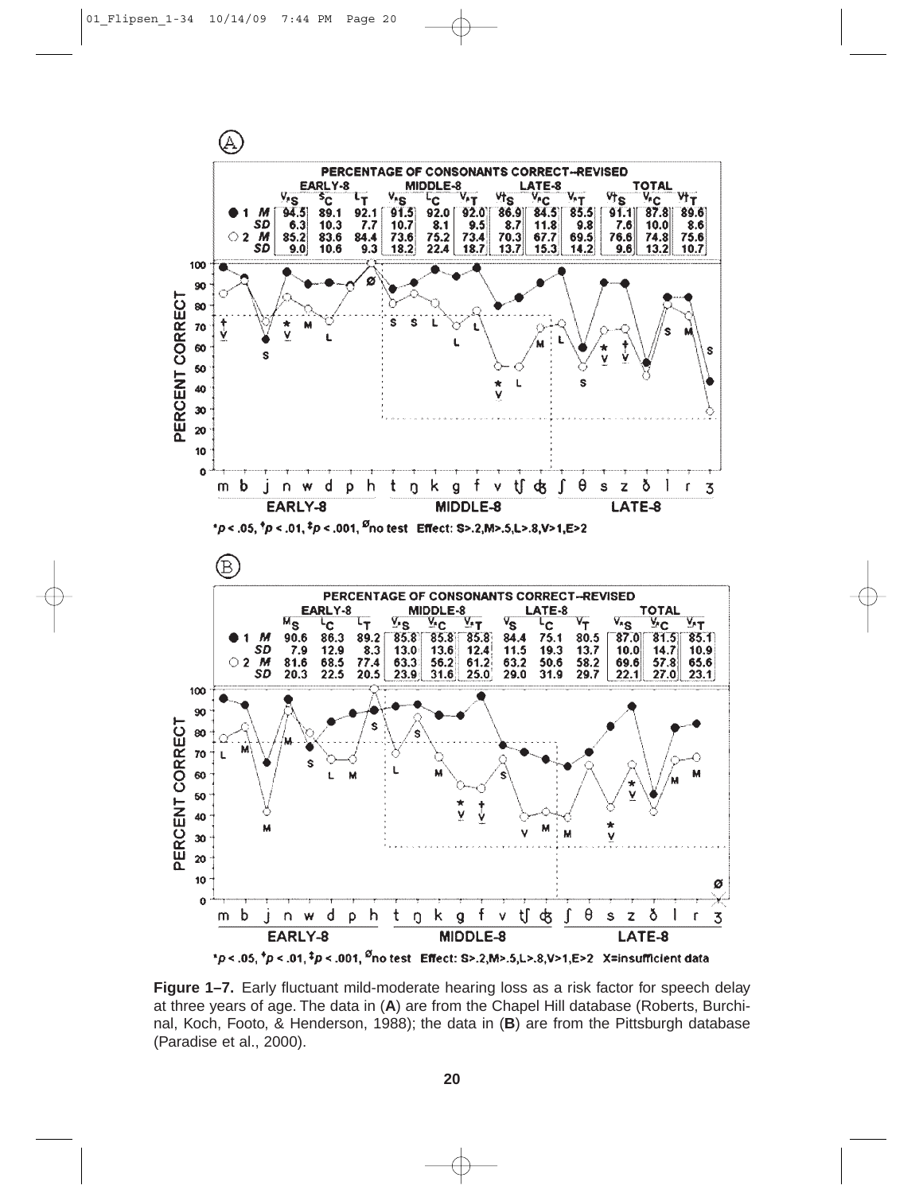**(A)**

PERCENTAGE OF CONSONANTS CORRECT–REVISED

| Group | | EARLY-8 | | | MIDDLE-8 | | | LATE-8 | | | TOTAL | | |
|---|---|---|---|---|---|---|---|---|---|---|---|---|---|
| | | S | C | T | S | C | T | S | C | T | S | C | T |
| ● 1 | M | 94.5 | 89.1 | 92.1 | 91.5 | 92.0 | 92.0 | 86.9 | 84.5 | 85.5 | 91.1 | 87.8 | 89.6 |
| | SD | 6.3 | 10.3 | 7.7 | 10.7 | 8.1 | 9.5 | 8.7 | 11.8 | 9.8 | 7.6 | 10.0 | 8.6 |
| ○ 2 | M | 85.2 | 83.6 | 84.4 | 73.6 | 75.2 | 73.4 | 70.3 | 67.7 | 69.5 | 76.6 | 74.8 | 75.6 |
| | SD | 9.0 | 10.6 | 9.3 | 18.2 | 22.4 | 18.7 | 13.7 | 15.3 | 14.2 | 9.6 | 13.2 | 10.7 |

*$p < .05$, †$p < .01$, ‡$p < .001$, Ø no test  Effect: S>.2, M>.5, L>.8, V>1, E>2

**(B)**

PERCENTAGE OF CONSONANTS CORRECT–REVISED

| Group | | EARLY-8 | | | MIDDLE-8 | | | LATE-8 | | | TOTAL | | |
|---|---|---|---|---|---|---|---|---|---|---|---|---|---|
| | | S | C | T | S | C | T | S | C | T | S | C | T |
| ● 1 | M | 90.6 | 86.3 | 89.2 | 85.8 | 85.8 | 85.8 | 84.4 | 75.1 | 80.5 | 87.0 | 81.5 | 85.1 |
| | SD | 7.9 | 12.9 | 8.3 | 13.0 | 13.6 | 12.4 | 11.5 | 19.3 | 13.7 | 10.0 | 14.7 | 10.9 |
| ○ 2 | M | 81.6 | 68.5 | 77.4 | 63.3 | 56.2 | 61.2 | 63.2 | 50.6 | 58.2 | 69.6 | 57.8 | 65.6 |
| | SD | 20.3 | 22.5 | 20.5 | 23.9 | 31.6 | 25.0 | 29.0 | 31.9 | 29.7 | 22.1 | 27.0 | 23.1 |

*$p < .05$, †$p < .01$, ‡$p < .001$, Ø no test  Effect: S>.2, M>.5, L>.8, V>1, E>2  X=insufficient data

**Figure 1–7.** Early fluctuant mild-moderate hearing loss as a risk factor for speech delay at three years of age. The data in (**A**) are from the Chapel Hill database (Roberts, Burchinal, Koch, Footo, & Henderson, 1988); the data in (**B**) are from the Pittsburgh database (Paradise et al., 2000).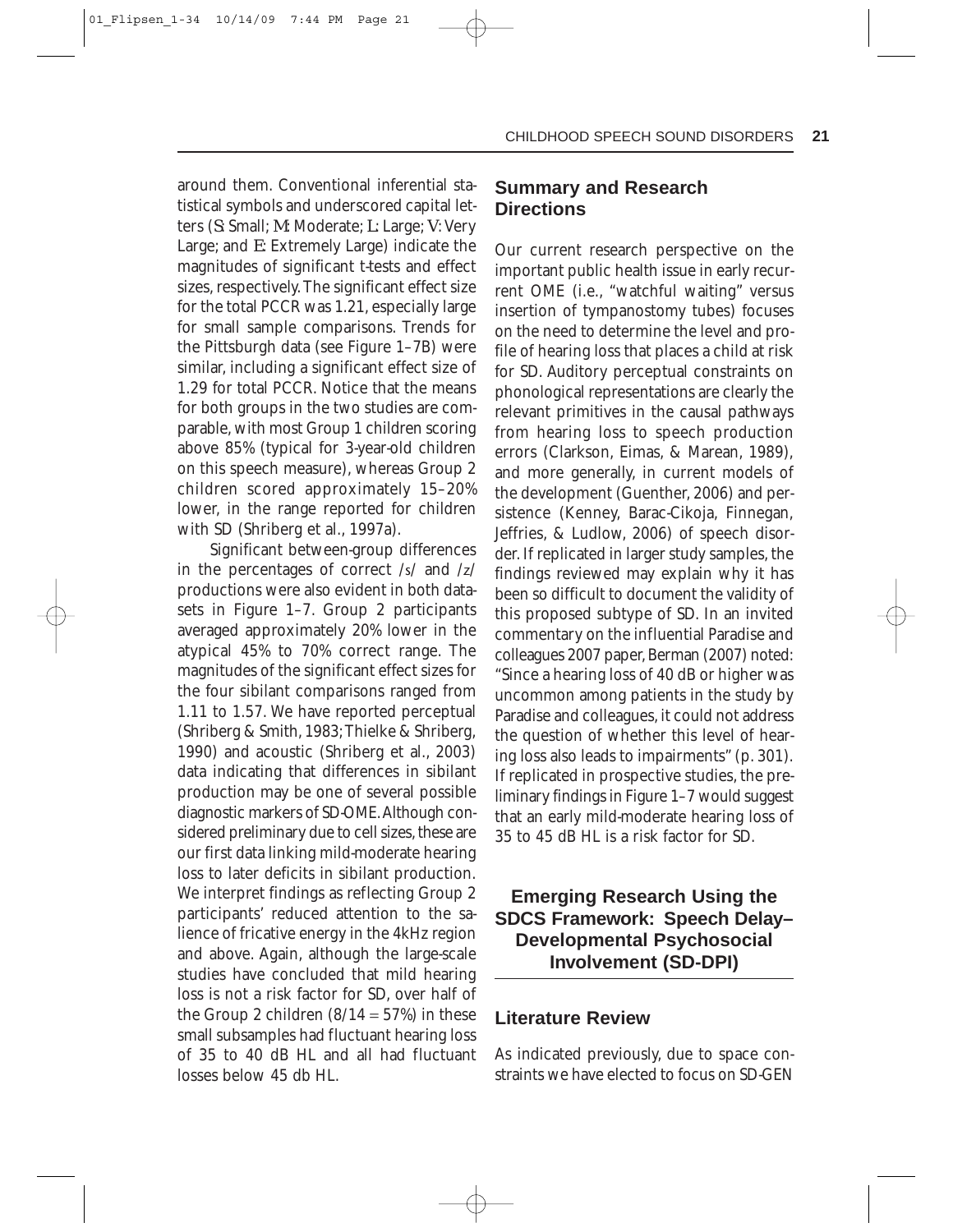around them. Conventional inferential statistical symbols and underscored capital letters (S: Small; M: Moderate; L: Large; V: Very Large; and E: Extremely Large) indicate the magnitudes of significant t-tests and effect sizes, respectively. The significant effect size for the total PCCR was 1.21, especially large for small sample comparisons. Trends for the Pittsburgh data (see Figure 1–7B) were similar, including a significant effect size of 1.29 for total PCCR. Notice that the means for both groups in the two studies are comparable, with most Group 1 children scoring above 85% (typical for 3-year-old children on this speech measure), whereas Group 2 children scored approximately 15–20% lower, in the range reported for children with SD (Shriberg et al., 1997a).

Significant between-group differences in the percentages of correct /s/ and /z/ productions were also evident in both datasets in Figure 1–7. Group 2 participants averaged approximately 20% lower in the atypical 45% to 70% correct range. The magnitudes of the significant effect sizes for the four sibilant comparisons ranged from 1.11 to 1.57. We have reported perceptual (Shriberg & Smith, 1983; Thielke & Shriberg, 1990) and acoustic (Shriberg et al., 2003) data indicating that differences in sibilant production may be one of several possible diagnostic markers of SD-OME. Although considered preliminary due to cell sizes, these are our first data linking mild-moderate hearing loss to later deficits in sibilant production. We interpret findings as reflecting Group 2 participants' reduced attention to the salience of fricative energy in the 4kHz region and above. Again, although the large-scale studies have concluded that mild hearing loss is not a risk factor for SD, over half of the Group 2 children (8/14 = 57%) in these small subsamples had fluctuant hearing loss of 35 to 40 dB HL and all had fluctuant losses below 45 db HL.

## Summary and Research Directions

Our current research perspective on the important public health issue in early recurrent OME (i.e., "watchful waiting" versus insertion of tympanostomy tubes) focuses on the need to determine the level and profile of hearing loss that places a child at risk for SD. Auditory perceptual constraints on phonological representations are clearly the relevant primitives in the causal pathways from hearing loss to speech production errors (Clarkson, Eimas, & Marean, 1989), and more generally, in current models of the development (Guenther, 2006) and persistence (Kenney, Barac-Cikoja, Finnegan, Jeffries, & Ludlow, 2006) of speech disorder. If replicated in larger study samples, the findings reviewed may explain why it has been so difficult to document the validity of this proposed subtype of SD. In an invited commentary on the influential Paradise and colleagues 2007 paper, Berman (2007) noted: "Since a hearing loss of 40 dB or higher was uncommon among patients in the study by Paradise and colleagues, it could not address the question of whether this level of hearing loss also leads to impairments" (p. 301). If replicated in prospective studies, the preliminary findings in Figure 1–7 would suggest that an early mild-moderate hearing loss of 35 to 45 dB HL is a risk factor for SD.

## Emerging Research Using the SDCS Framework: Speech Delay–Developmental Psychosocial Involvement (SD-DPI)

### Literature Review

As indicated previously, due to space constraints we have elected to focus on SD-GEN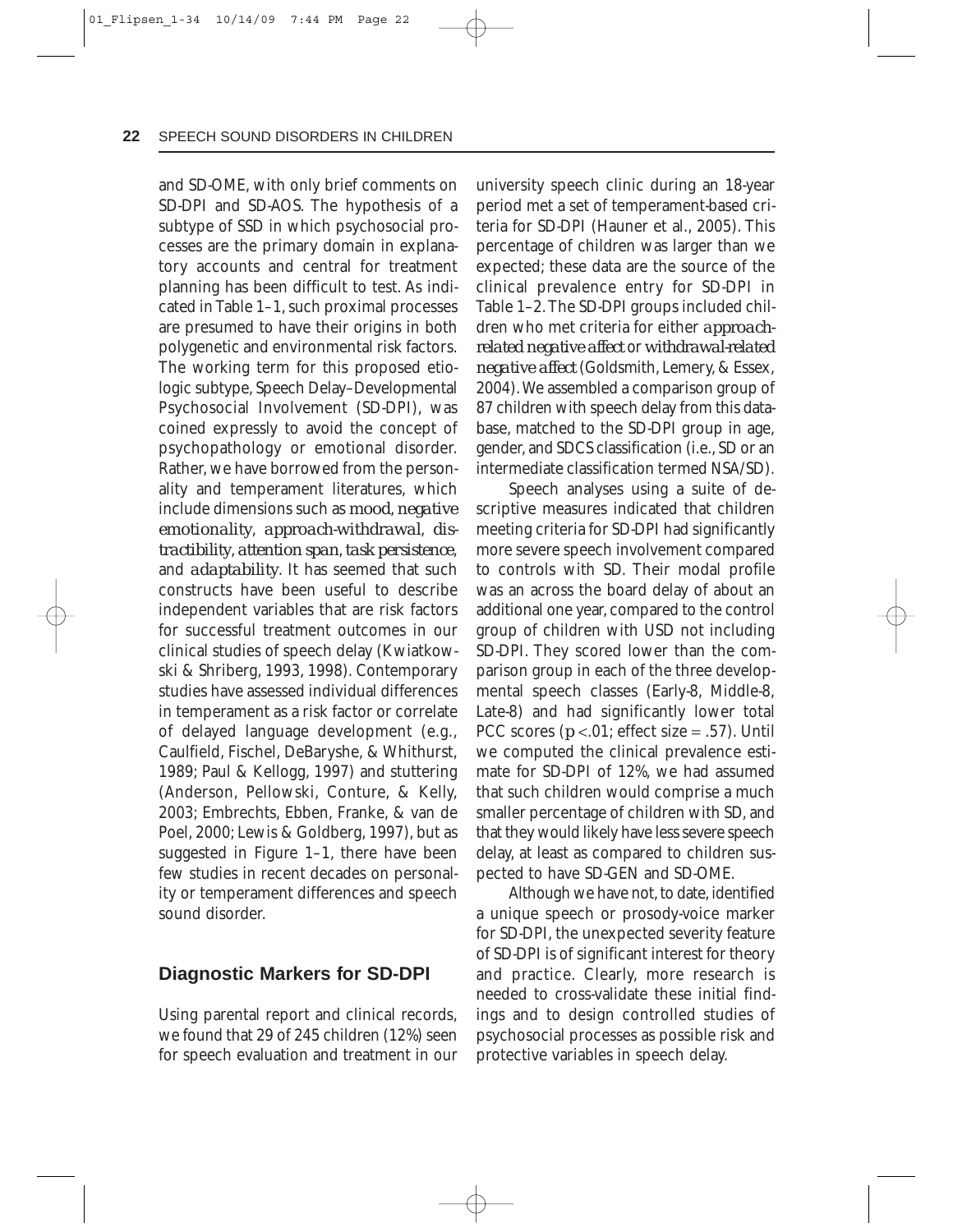and SD-OME, with only brief comments on SD-DPI and SD-AOS. The hypothesis of a subtype of SSD in which psychosocial processes are the primary domain in explanatory accounts and central for treatment planning has been difficult to test. As indicated in Table 1–1, such proximal processes are presumed to have their origins in both polygenetic and environmental risk factors. The working term for this proposed etiologic subtype, Speech Delay–Developmental Psychosocial Involvement (SD-DPI), was coined expressly to avoid the concept of psychopathology or emotional disorder. Rather, we have borrowed from the personality and temperament literatures, which include dimensions such as *mood, negative emotionality, approach-withdrawal, distractibility, attention span, task persistence,* and *adaptability*. It has seemed that such constructs have been useful to describe independent variables that are risk factors for successful treatment outcomes in our clinical studies of speech delay (Kwiatkowski & Shriberg, 1993, 1998). Contemporary studies have assessed individual differences in temperament as a risk factor or correlate of delayed language development (e.g., Caulfield, Fischel, DeBaryshe, & Whithurst, 1989; Paul & Kellogg, 1997) and stuttering (Anderson, Pellowski, Conture, & Kelly, 2003; Embrechts, Ebben, Franke, & van de Poel, 2000; Lewis & Goldberg, 1997), but as suggested in Figure 1–1, there have been few studies in recent decades on personality or temperament differences and speech sound disorder.

## Diagnostic Markers for SD-DPI

Using parental report and clinical records, we found that 29 of 245 children (12%) seen for speech evaluation and treatment in our university speech clinic during an 18-year period met a set of temperament-based criteria for SD-DPI (Hauner et al., 2005). This percentage of children was larger than we expected; these data are the source of the clinical prevalence entry for SD-DPI in Table 1–2. The SD-DPI groups included children who met criteria for either *approach-related negative affect* or *withdrawal-related negative affect* (Goldsmith, Lemery, & Essex, 2004). We assembled a comparison group of 87 children with speech delay from this database, matched to the SD-DPI group in age, gender, and SDCS classification (i.e., SD or an intermediate classification termed NSA/SD).

Speech analyses using a suite of descriptive measures indicated that children meeting criteria for SD-DPI had significantly more severe speech involvement compared to controls with SD. Their modal profile was an across the board delay of about an additional one year, compared to the control group of children with USD not including SD-DPI. They scored lower than the comparison group in each of the three developmental speech classes (Early-8, Middle-8, Late-8) and had significantly lower total PCC scores ($p < .01$; effect size = .57). Until we computed the clinical prevalence estimate for SD-DPI of 12%, we had assumed that such children would comprise a much smaller percentage of children with SD, and that they would likely have less severe speech delay, at least as compared to children suspected to have SD-GEN and SD-OME.

Although we have not, to date, identified a unique speech or prosody-voice marker for SD-DPI, the unexpected severity feature of SD-DPI is of significant interest for theory and practice. Clearly, more research is needed to cross-validate these initial findings and to design controlled studies of psychosocial processes as possible risk and protective variables in speech delay.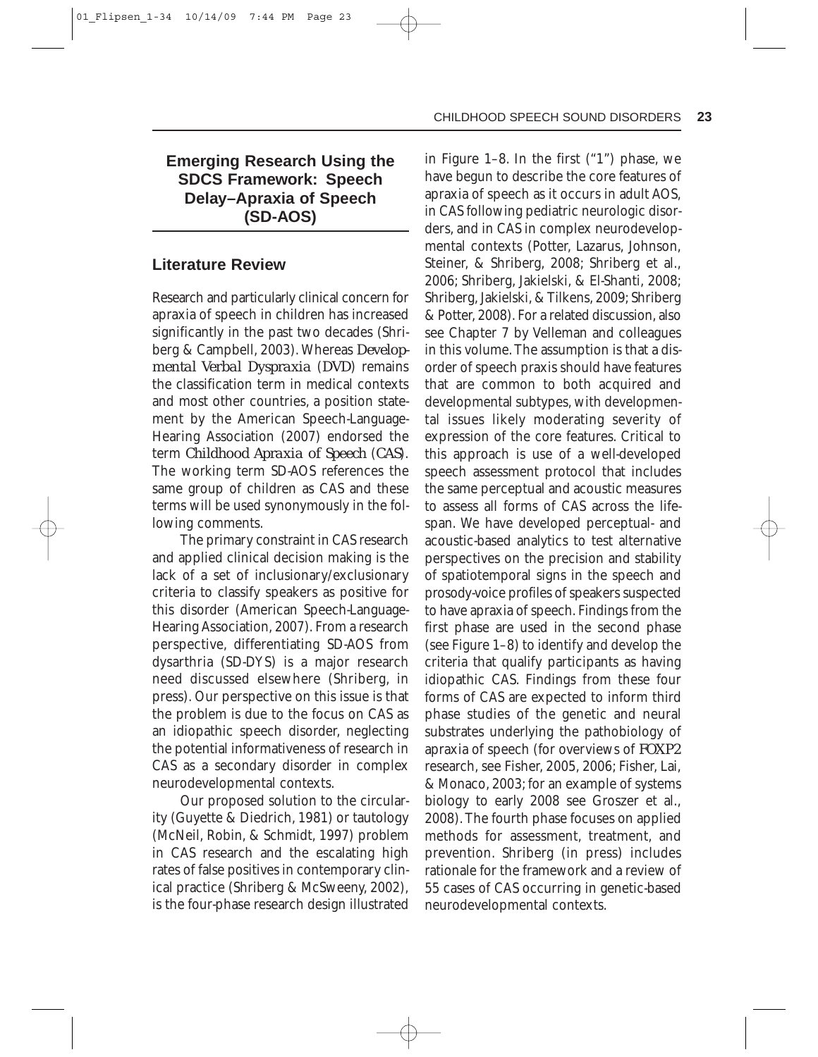## Emerging Research Using the SDCS Framework: Speech Delay–Apraxia of Speech (SD-AOS)

### Literature Review

Research and particularly clinical concern for apraxia of speech in children has increased significantly in the past two decades (Shriberg & Campbell, 2003). Whereas *Developmental Verbal Dyspraxia* (*DVD*) remains the classification term in medical contexts and most other countries, a position statement by the American Speech-Language-Hearing Association (2007) endorsed the term *Childhood Apraxia of Speech* (*CAS*). The working term SD-AOS references the same group of children as CAS and these terms will be used synonymously in the following comments.

The primary constraint in CAS research and applied clinical decision making is the lack of a set of inclusionary/exclusionary criteria to classify speakers as positive for this disorder (American Speech-Language-Hearing Association, 2007). From a research perspective, differentiating SD-AOS from dysarthria (SD-DYS) is a major research need discussed elsewhere (Shriberg, in press). Our perspective on this issue is that the problem is due to the focus on CAS as an idiopathic speech disorder, neglecting the potential informativeness of research in CAS as a secondary disorder in complex neurodevelopmental contexts.

Our proposed solution to the circularity (Guyette & Diedrich, 1981) or tautology (McNeil, Robin, & Schmidt, 1997) problem in CAS research and the escalating high rates of false positives in contemporary clinical practice (Shriberg & McSweeny, 2002), is the four-phase research design illustrated in Figure 1–8. In the first ("1") phase, we have begun to describe the core features of apraxia of speech as it occurs in adult AOS, in CAS following pediatric neurologic disorders, and in CAS in complex neurodevelopmental contexts (Potter, Lazarus, Johnson, Steiner, & Shriberg, 2008; Shriberg et al., 2006; Shriberg, Jakielski, & El-Shanti, 2008; Shriberg, Jakielski, & Tilkens, 2009; Shriberg & Potter, 2008). For a related discussion, also see Chapter 7 by Velleman and colleagues in this volume. The assumption is that a disorder of speech praxis should have features that are common to both acquired and developmental subtypes, with developmental issues likely moderating severity of expression of the core features. Critical to this approach is use of a well-developed speech assessment protocol that includes the same perceptual and acoustic measures to assess all forms of CAS across the lifespan. We have developed perceptual- and acoustic-based analytics to test alternative perspectives on the precision and stability of spatiotemporal signs in the speech and prosody-voice profiles of speakers suspected to have apraxia of speech. Findings from the first phase are used in the second phase (see Figure 1–8) to identify and develop the criteria that qualify participants as having idiopathic CAS. Findings from these four forms of CAS are expected to inform third phase studies of the genetic and neural substrates underlying the pathobiology of apraxia of speech (for overviews of *FOXP2* research, see Fisher, 2005, 2006; Fisher, Lai, & Monaco, 2003; for an example of systems biology to early 2008 see Groszer et al., 2008). The fourth phase focuses on applied methods for assessment, treatment, and prevention. Shriberg (in press) includes rationale for the framework and a review of 55 cases of CAS occurring in genetic-based neurodevelopmental contexts.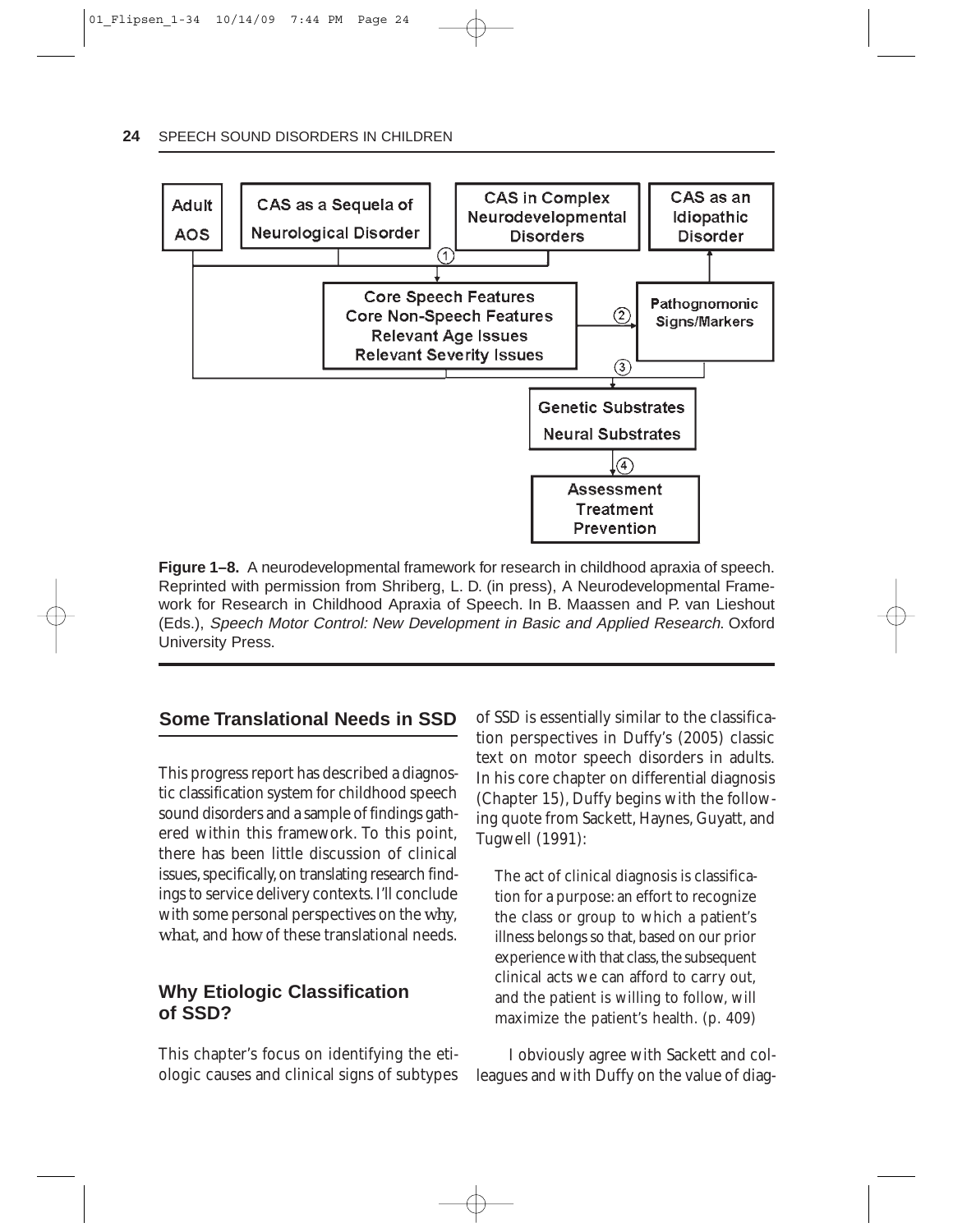Adult AOS | CAS as a Sequela of Neurological Disorder | CAS in Complex Neurodevelopmental Disorders | CAS as an Idiopathic Disorder

① Core Speech Features / Core Non-Speech Features / Relevant Age Issues / Relevant Severity Issues

② Pathognomonic Signs/Markers

③ Genetic Substrates / Neural Substrates

④ Assessment / Treatment / Prevention

**Figure 1–8.** A neurodevelopmental framework for research in childhood apraxia of speech. Reprinted with permission from Shriberg, L. D. (in press), A Neurodevelopmental Framework for Research in Childhood Apraxia of Speech. In B. Maassen and P. van Lieshout (Eds.), *Speech Motor Control: New Development in Basic and Applied Research*. Oxford University Press.

## Some Translational Needs in SSD

This progress report has described a diagnostic classification system for childhood speech sound disorders and a sample of findings gathered within this framework. To this point, there has been little discussion of clinical issues, specifically, on translating research findings to service delivery contexts. I'll conclude with some personal perspectives on the *why*, *what*, and *how* of these translational needs.

### Why Etiologic Classification of SSD?

This chapter's focus on identifying the etiologic causes and clinical signs of subtypes of SSD is essentially similar to the classification perspectives in Duffy's (2005) classic text on motor speech disorders in adults. In his core chapter on differential diagnosis (Chapter 15), Duffy begins with the following quote from Sackett, Haynes, Guyatt, and Tugwell (1991):

> The act of clinical diagnosis is classification for a purpose: an effort to recognize the class or group to which a patient's illness belongs so that, based on our prior experience with that class, the subsequent clinical acts we can afford to carry out, and the patient is willing to follow, will maximize the patient's health. (p. 409)

I obviously agree with Sackett and colleagues and with Duffy on the value of diag-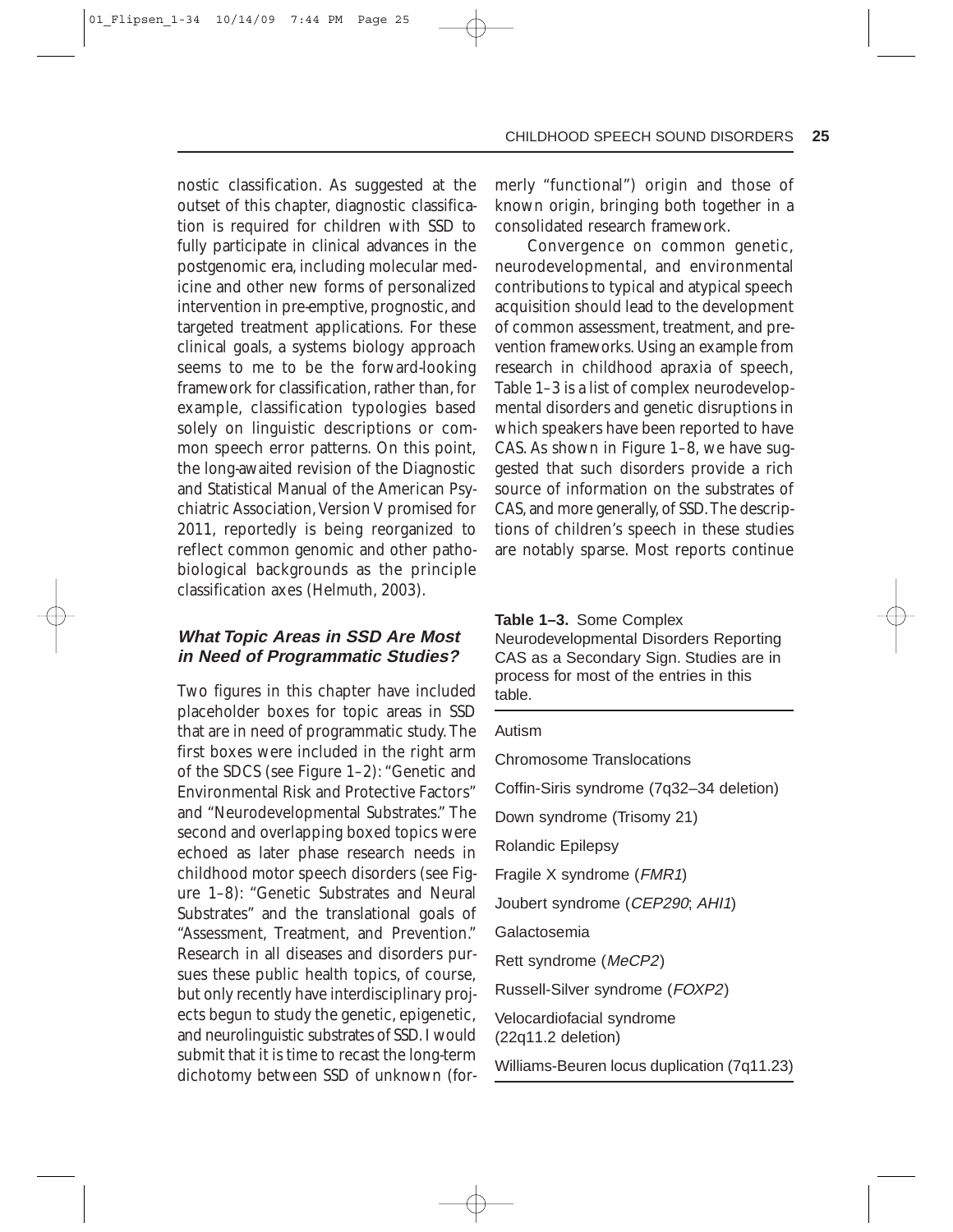nostic classification. As suggested at the outset of this chapter, diagnostic classification is required for children with SSD to fully participate in clinical advances in the postgenomic era, including molecular medicine and other new forms of personalized intervention in pre-emptive, prognostic, and targeted treatment applications. For these clinical goals, a systems biology approach seems to me to be the forward-looking framework for classification, rather than, for example, classification typologies based solely on linguistic descriptions or common speech error patterns. On this point, the long-awaited revision of the Diagnostic and Statistical Manual of the American Psychiatric Association, Version V promised for 2011, reportedly is being reorganized to reflect common genomic and other pathobiological backgrounds as the principle classification axes (Helmuth, 2003).

### What Topic Areas in SSD Are Most in Need of Programmatic Studies?

Two figures in this chapter have included placeholder boxes for topic areas in SSD that are in need of programmatic study. The first boxes were included in the right arm of the SDCS (see Figure 1–2): "Genetic and Environmental Risk and Protective Factors" and "Neurodevelopmental Substrates." The second and overlapping boxed topics were echoed as later phase research needs in childhood motor speech disorders (see Figure 1–8): "Genetic Substrates and Neural Substrates" and the translational goals of "Assessment, Treatment, and Prevention." Research in all diseases and disorders pursues these public health topics, of course, but only recently have interdisciplinary projects begun to study the genetic, epigenetic, and neurolinguistic substrates of SSD. I would submit that it is time to recast the long-term dichotomy between SSD of unknown (formerly "functional") origin and those of known origin, bringing both together in a consolidated research framework.

Convergence on common genetic, neurodevelopmental, and environmental contributions to typical and atypical speech acquisition should lead to the development of common assessment, treatment, and prevention frameworks. Using an example from research in childhood apraxia of speech, Table 1–3 is a list of complex neurodevelopmental disorders and genetic disruptions in which speakers have been reported to have CAS. As shown in Figure 1–8, we have suggested that such disorders provide a rich source of information on the substrates of CAS, and more generally, of SSD. The descriptions of children's speech in these studies are notably sparse. Most reports continue

**Table 1–3.** Some Complex Neurodevelopmental Disorders Reporting CAS as a Secondary Sign. Studies are in process for most of the entries in this table.

| |
|---|
| Autism |
| Chromosome Translocations |
| Coffin-Siris syndrome (7q32–34 deletion) |
| Down syndrome (Trisomy 21) |
| Rolandic Epilepsy |
| Fragile X syndrome (*FMR1*) |
| Joubert syndrome (*CEP290*; *AHI1*) |
| Galactosemia |
| Rett syndrome (*MeCP2*) |
| Russell-Silver syndrome (*FOXP2*) |
| Velocardiofacial syndrome (22q11.2 deletion) |
| Williams-Beuren locus duplication (7q11.23) |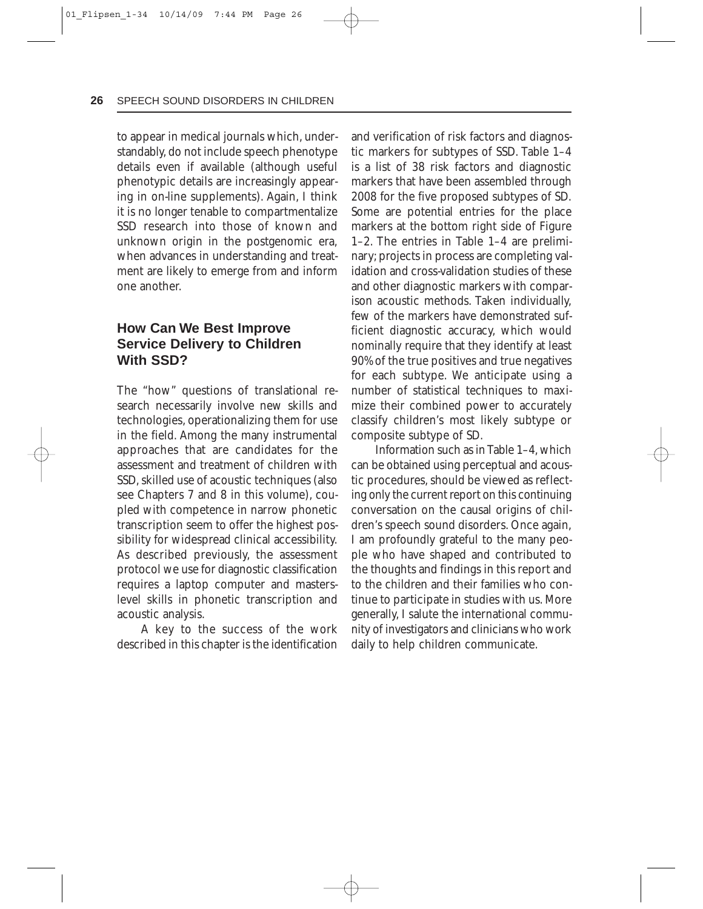to appear in medical journals which, understandably, do not include speech phenotype details even if available (although useful phenotypic details are increasingly appearing in on-line supplements). Again, I think it is no longer tenable to compartmentalize SSD research into those of known and unknown origin in the postgenomic era, when advances in understanding and treatment are likely to emerge from and inform one another.

## How Can We Best Improve Service Delivery to Children With SSD?

The "how" questions of translational research necessarily involve new skills and technologies, operationalizing them for use in the field. Among the many instrumental approaches that are candidates for the assessment and treatment of children with SSD, skilled use of acoustic techniques (also see Chapters 7 and 8 in this volume), coupled with competence in narrow phonetic transcription seem to offer the highest possibility for widespread clinical accessibility. As described previously, the assessment protocol we use for diagnostic classification requires a laptop computer and masters-level skills in phonetic transcription and acoustic analysis.

A key to the success of the work described in this chapter is the identification and verification of risk factors and diagnostic markers for subtypes of SSD. Table 1–4 is a list of 38 risk factors and diagnostic markers that have been assembled through 2008 for the five proposed subtypes of SD. Some are potential entries for the place markers at the bottom right side of Figure 1–2. The entries in Table 1–4 are preliminary; projects in process are completing validation and cross-validation studies of these and other diagnostic markers with comparison acoustic methods. Taken individually, few of the markers have demonstrated sufficient diagnostic accuracy, which would nominally require that they identify at least 90% of the true positives and true negatives for each subtype. We anticipate using a number of statistical techniques to maximize their combined power to accurately classify children's most likely subtype or composite subtype of SD.

Information such as in Table 1–4, which can be obtained using perceptual and acoustic procedures, should be viewed as reflecting only the current report on this continuing conversation on the causal origins of children's speech sound disorders. Once again, I am profoundly grateful to the many people who have shaped and contributed to the thoughts and findings in this report and to the children and their families who continue to participate in studies with us. More generally, I salute the international community of investigators and clinicians who work daily to help children communicate.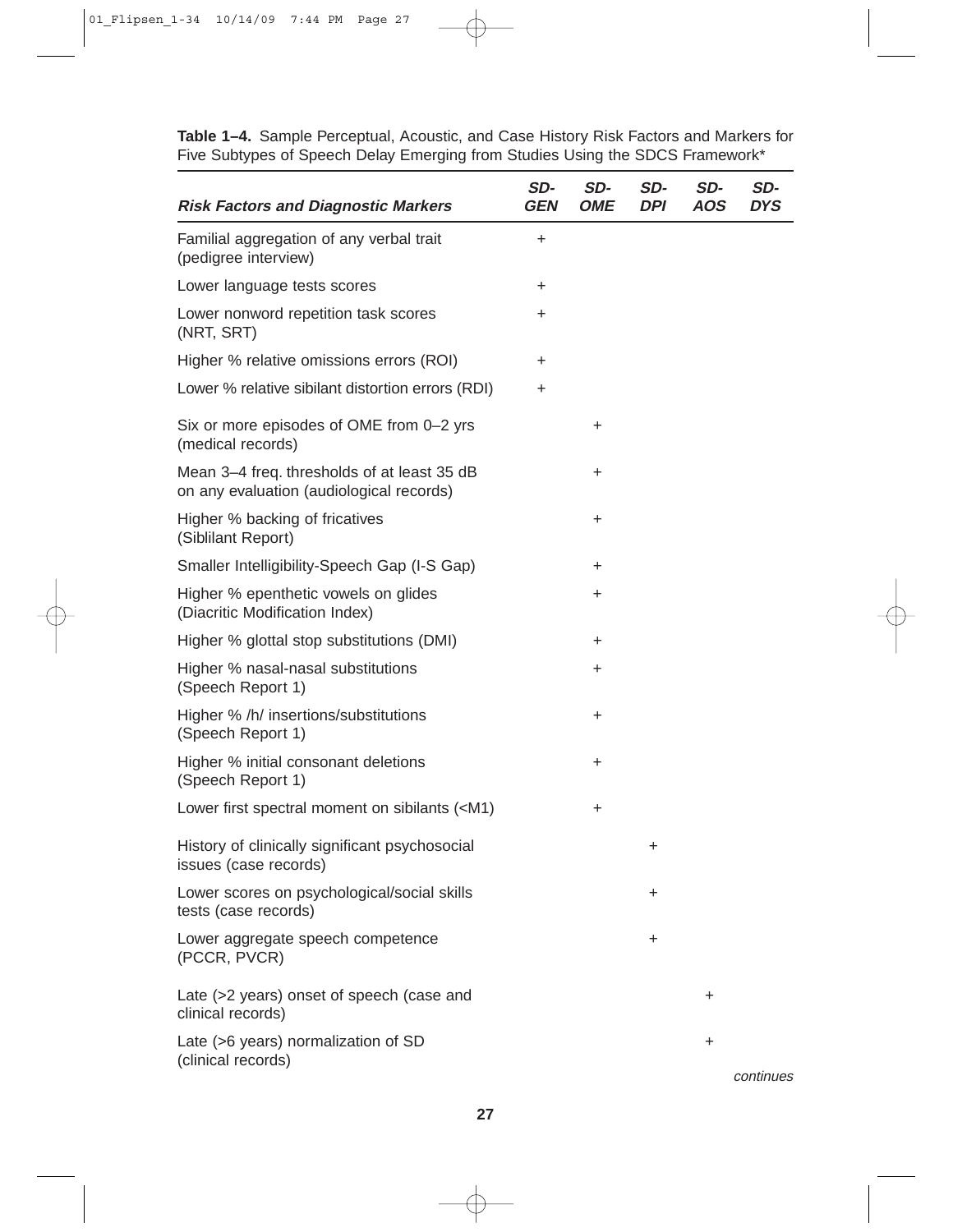**Table 1–4.** Sample Perceptual, Acoustic, and Case History Risk Factors and Markers for Five Subtypes of Speech Delay Emerging from Studies Using the SDCS Framework*

| ***Risk Factors and Diagnostic Markers*** | ***SD-GEN*** | ***SD-OME*** | ***SD-DPI*** | ***SD-AOS*** | ***SD-DYS*** |
|---|---|---|---|---|---|
| Familial aggregation of any verbal trait (pedigree interview) | + | | | | |
| Lower language tests scores | + | | | | |
| Lower nonword repetition task scores (NRT, SRT) | + | | | | |
| Higher % relative omissions errors (ROI) | + | | | | |
| Lower % relative sibilant distortion errors (RDI) | + | | | | |
| Six or more episodes of OME from 0–2 yrs (medical records) | | + | | | |
| Mean 3–4 freq. thresholds of at least 35 dB on any evaluation (audiological records) | | + | | | |
| Higher % backing of fricatives (Siblilant Report) | | + | | | |
| Smaller Intelligibility-Speech Gap (I-S Gap) | | + | | | |
| Higher % epenthetic vowels on glides (Diacritic Modification Index) | | + | | | |
| Higher % glottal stop substitutions (DMI) | | + | | | |
| Higher % nasal-nasal substitutions (Speech Report 1) | | + | | | |
| Higher % /h/ insertions/substitutions (Speech Report 1) | | + | | | |
| Higher % initial consonant deletions (Speech Report 1) | | + | | | |
| Lower first spectral moment on sibilants (<M1) | | + | | | |
| History of clinically significant psychosocial issues (case records) | | | + | | |
| Lower scores on psychological/social skills tests (case records) | | | + | | |
| Lower aggregate speech competence (PCCR, PVCR) | | | + | | |
| Late (>2 years) onset of speech (case and clinical records) | | | | + | |
| Late (>6 years) normalization of SD (clinical records) | | | | + | |

*continues*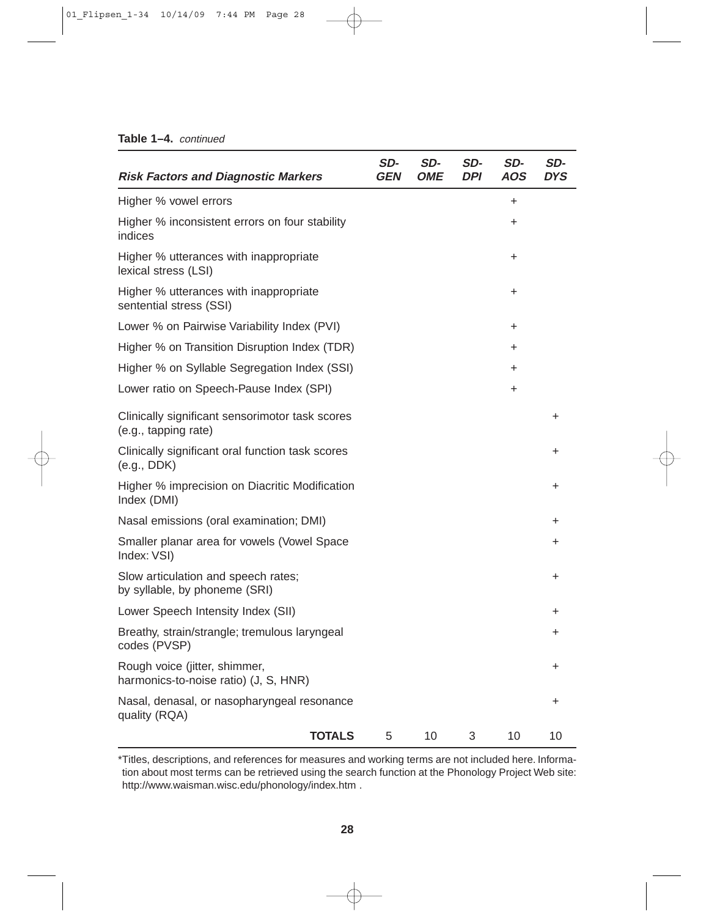**Table 1–4.** *continued*

| ***Risk Factors and Diagnostic Markers*** | ***SD-GEN*** | ***SD-OME*** | ***SD-DPI*** | ***SD-AOS*** | ***SD-DYS*** |
|---|---|---|---|---|---|
| Higher % vowel errors | | | | + | |
| Higher % inconsistent errors on four stability indices | | | | + | |
| Higher % utterances with inappropriate lexical stress (LSI) | | | | + | |
| Higher % utterances with inappropriate sentential stress (SSI) | | | | + | |
| Lower % on Pairwise Variability Index (PVI) | | | | + | |
| Higher % on Transition Disruption Index (TDR) | | | | + | |
| Higher % on Syllable Segregation Index (SSI) | | | | + | |
| Lower ratio on Speech-Pause Index (SPI) | | | | + | |
| Clinically significant sensorimotor task scores (e.g., tapping rate) | | | | | + |
| Clinically significant oral function task scores (e.g., DDK) | | | | | + |
| Higher % imprecision on Diacritic Modification Index (DMI) | | | | | + |
| Nasal emissions (oral examination; DMI) | | | | | + |
| Smaller planar area for vowels (Vowel Space Index: VSI) | | | | | + |
| Slow articulation and speech rates; by syllable, by phoneme (SRI) | | | | | + |
| Lower Speech Intensity Index (SII) | | | | | + |
| Breathy, strain/strangle; tremulous laryngeal codes (PVSP) | | | | | + |
| Rough voice (jitter, shimmer, harmonics-to-noise ratio) (J, S, HNR) | | | | | + |
| Nasal, denasal, or nasopharyngeal resonance quality (RQA) | | | | | + |
| **TOTALS** | 5 | 10 | 3 | 10 | 10 |

*Titles, descriptions, and references for measures and working terms are not included here. Information about most terms can be retrieved using the search function at the Phonology Project Web site: http://www.waisman.wisc.edu/phonology/index.htm .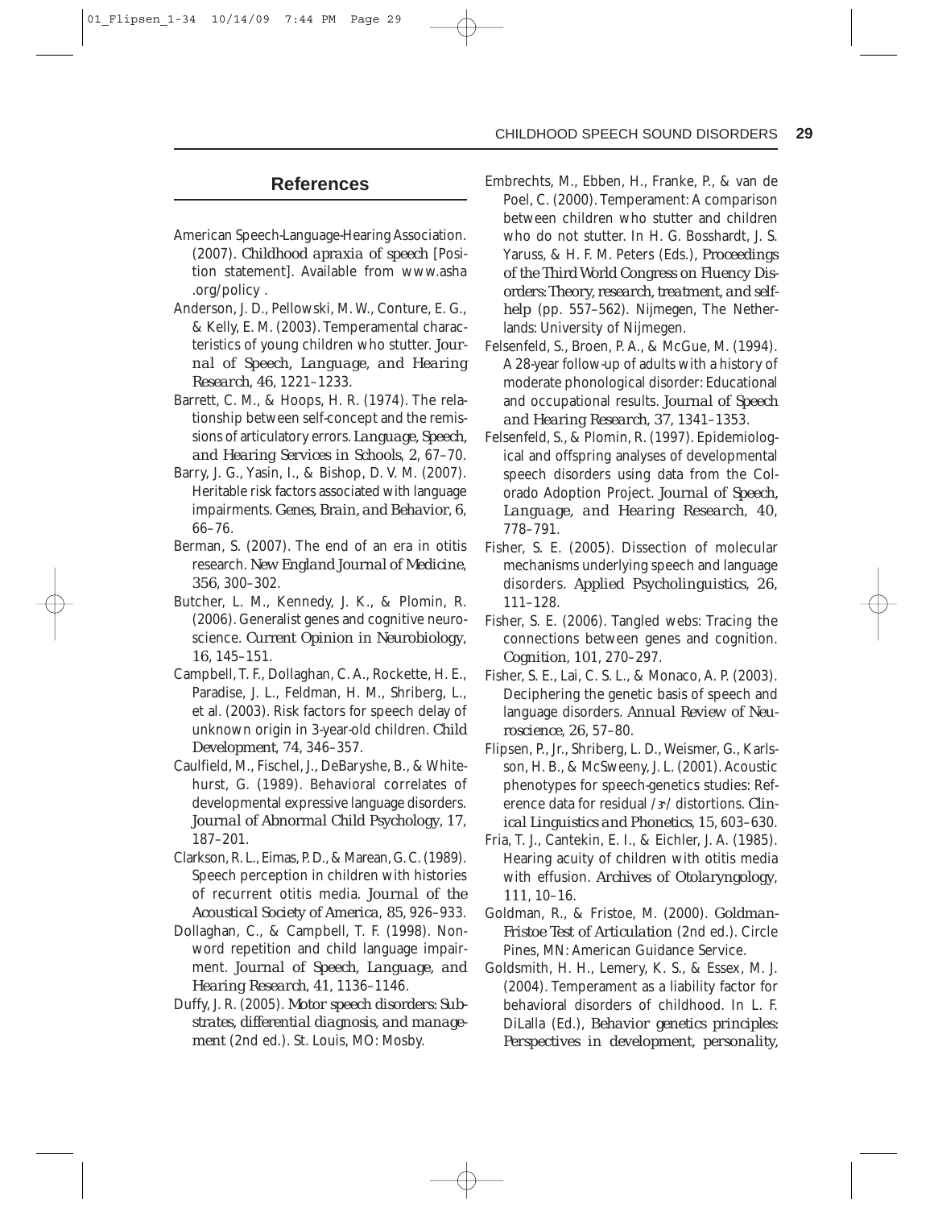## References

American Speech-Language-Hearing Association. (2007). *Childhood apraxia of speech* [Position statement]. Available from www.asha.org/policy .

Anderson, J. D., Pellowski, M. W., Conture, E. G., & Kelly, E. M. (2003). Temperamental characteristics of young children who stutter. *Journal of Speech, Language, and Hearing Research, 46*, 1221–1233.

Barrett, C. M., & Hoops, H. R. (1974). The relationship between self-concept and the remissions of articulatory errors. *Language, Speech, and Hearing Services in Schools, 2*, 67–70.

Barry, J. G., Yasin, I., & Bishop, D. V. M. (2007). Heritable risk factors associated with language impairments. *Genes, Brain, and Behavior, 6*, 66–76.

Berman, S. (2007). The end of an era in otitis research. *New England Journal of Medicine, 356*, 300–302.

Butcher, L. M., Kennedy, J. K., & Plomin, R. (2006). Generalist genes and cognitive neuroscience. *Current Opinion in Neurobiology, 16*, 145–151.

Campbell, T. F., Dollaghan, C. A., Rockette, H. E., Paradise, J. L., Feldman, H. M., Shriberg, L., et al. (2003). Risk factors for speech delay of unknown origin in 3-year-old children. *Child Development, 74*, 346–357.

Caulfield, M., Fischel, J., DeBaryshe, B., & Whitehurst, G. (1989). Behavioral correlates of developmental expressive language disorders. *Journal of Abnormal Child Psychology, 17*, 187–201.

Clarkson, R. L., Eimas, P. D., & Marean, G. C. (1989). Speech perception in children with histories of recurrent otitis media. *Journal of the Acoustical Society of America, 85*, 926–933.

Dollaghan, C., & Campbell, T. F. (1998). Nonword repetition and child language impairment. *Journal of Speech, Language, and Hearing Research, 41*, 1136–1146.

Duffy, J. R. (2005). *Motor speech disorders: Substrates, differential diagnosis, and management* (2nd ed.). St. Louis, MO: Mosby.

Embrechts, M., Ebben, H., Franke, P., & van de Poel, C. (2000). Temperament: A comparison between children who stutter and children who do not stutter. In H. G. Bosshardt, J. S. Yaruss, & H. F. M. Peters (Eds.), *Proceedings of the Third World Congress on Fluency Disorders: Theory, research, treatment, and self-help* (pp. 557–562). Nijmegen, The Netherlands: University of Nijmegen.

Felsenfeld, S., Broen, P. A., & McGue, M. (1994). A 28-year follow-up of adults with a history of moderate phonological disorder: Educational and occupational results. *Journal of Speech and Hearing Research, 37*, 1341–1353.

Felsenfeld, S., & Plomin, R. (1997). Epidemiological and offspring analyses of developmental speech disorders using data from the Colorado Adoption Project. *Journal of Speech, Language, and Hearing Research, 40*, 778–791.

Fisher, S. E. (2005). Dissection of molecular mechanisms underlying speech and language disorders. *Applied Psycholinguistics, 26*, 111–128.

Fisher, S. E. (2006). Tangled webs: Tracing the connections between genes and cognition. *Cognition, 101*, 270–297.

Fisher, S. E., Lai, C. S. L., & Monaco, A. P. (2003). Deciphering the genetic basis of speech and language disorders. *Annual Review of Neuroscience, 26*, 57–80.

Flipsen, P., Jr., Shriberg, L. D., Weismer, G., Karlsson, H. B., & McSweeny, J. L. (2001). Acoustic phenotypes for speech-genetics studies: Reference data for residual /ɝ/ distortions. *Clinical Linguistics and Phonetics, 15*, 603–630.

Fria, T. J., Cantekin, E. I., & Eichler, J. A. (1985). Hearing acuity of children with otitis media with effusion. *Archives of Otolaryngology, 111*, 10–16.

Goldman, R., & Fristoe, M. (2000). *Goldman-Fristoe Test of Articulation* (2nd ed.). Circle Pines, MN: American Guidance Service.

Goldsmith, H. H., Lemery, K. S., & Essex, M. J. (2004). Temperament as a liability factor for behavioral disorders of childhood. In L. F. DiLalla (Ed.), *Behavior genetics principles: Perspectives in development, personality,*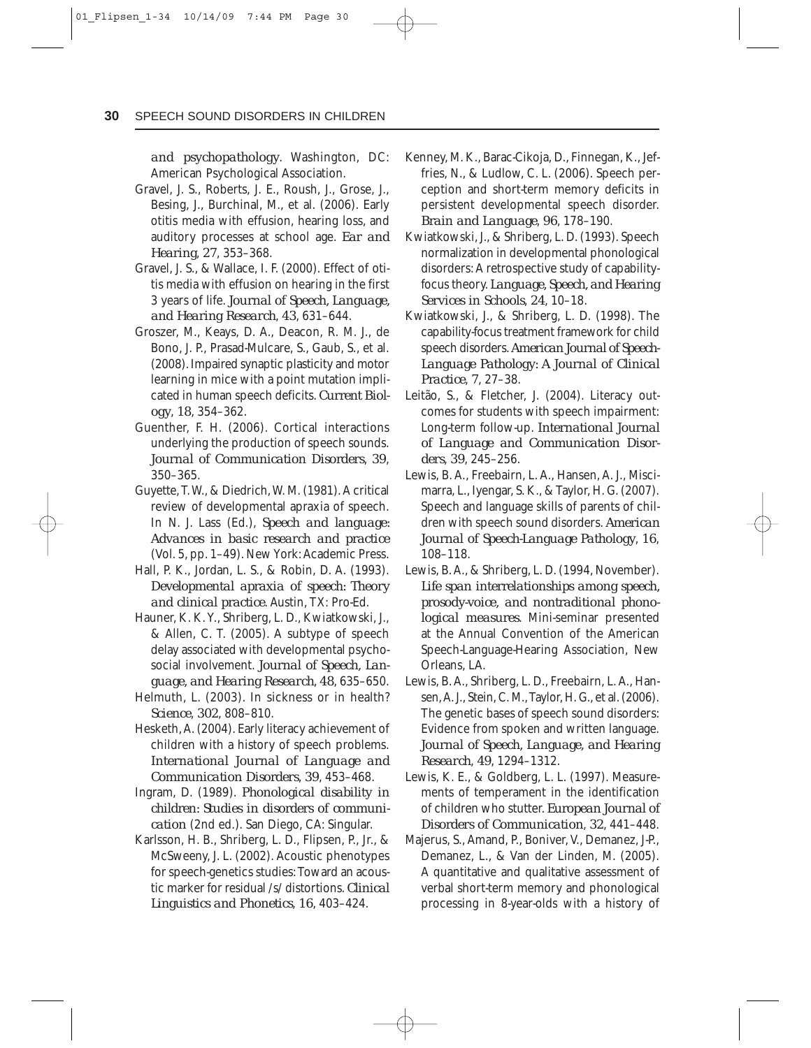*and psychopathology*. Washington, DC: American Psychological Association.

Gravel, J. S., Roberts, J. E., Roush, J., Grose, J., Besing, J., Burchinal, M., et al. (2006). Early otitis media with effusion, hearing loss, and auditory processes at school age. *Ear and Hearing*, *27*, 353–368.

Gravel, J. S., & Wallace, I. F. (2000). Effect of otitis media with effusion on hearing in the first 3 years of life. *Journal of Speech, Language, and Hearing Research*, *43*, 631–644.

Groszer, M., Keays, D. A., Deacon, R. M. J., de Bono, J. P., Prasad-Mulcare, S., Gaub, S., et al. (2008). Impaired synaptic plasticity and motor learning in mice with a point mutation implicated in human speech deficits. *Current Biology*, *18*, 354–362.

Guenther, F. H. (2006). Cortical interactions underlying the production of speech sounds. *Journal of Communication Disorders*, *39*, 350–365.

Guyette, T. W., & Diedrich, W. M. (1981). A critical review of developmental apraxia of speech. In N. J. Lass (Ed.), *Speech and language: Advances in basic research and practice* (Vol. 5, pp. 1–49). New York: Academic Press.

Hall, P. K., Jordan, L. S., & Robin, D. A. (1993). *Developmental apraxia of speech: Theory and clinical practice*. Austin, TX: Pro-Ed.

Hauner, K. K. Y., Shriberg, L. D., Kwiatkowski, J., & Allen, C. T. (2005). A subtype of speech delay associated with developmental psychosocial involvement. *Journal of Speech, Language, and Hearing Research*, *48*, 635–650.

Helmuth, L. (2003). In sickness or in health? *Science*, *302*, 808–810.

Hesketh, A. (2004). Early literacy achievement of children with a history of speech problems. *International Journal of Language and Communication Disorders*, *39*, 453–468.

Ingram, D. (1989). *Phonological disability in children: Studies in disorders of communication* (2nd ed.). San Diego, CA: Singular.

Karlsson, H. B., Shriberg, L. D., Flipsen, P., Jr., & McSweeny, J. L. (2002). Acoustic phenotypes for speech-genetics studies: Toward an acoustic marker for residual /s/ distortions. *Clinical Linguistics and Phonetics*, *16*, 403–424.

Kenney, M. K., Barac-Cikoja, D., Finnegan, K., Jeffries, N., & Ludlow, C. L. (2006). Speech perception and short-term memory deficits in persistent developmental speech disorder. *Brain and Language*, *96*, 178–190.

Kwiatkowski, J., & Shriberg, L. D. (1993). Speech normalization in developmental phonological disorders: A retrospective study of capability-focus theory. *Language, Speech, and Hearing Services in Schools*, *24*, 10–18.

Kwiatkowski, J., & Shriberg, L. D. (1998). The capability-focus treatment framework for child speech disorders. *American Journal of Speech-Language Pathology: A Journal of Clinical Practice*, *7*, 27–38.

Leitão, S., & Fletcher, J. (2004). Literacy outcomes for students with speech impairment: Long-term follow-up. *International Journal of Language and Communication Disorders*, *39*, 245–256.

Lewis, B. A., Freebairn, L. A., Hansen, A. J., Miscimarra, L., Iyengar, S. K., & Taylor, H. G. (2007). Speech and language skills of parents of children with speech sound disorders. *American Journal of Speech-Language Pathology*, *16*, 108–118.

Lewis, B. A., & Shriberg, L. D. (1994, November). *Life span interrelationships among speech, prosody-voice, and nontraditional phonological measures*. Mini-seminar presented at the Annual Convention of the American Speech-Language-Hearing Association, New Orleans, LA.

Lewis, B. A., Shriberg, L. D., Freebairn, L. A., Hansen, A. J., Stein, C. M., Taylor, H. G., et al. (2006). The genetic bases of speech sound disorders: Evidence from spoken and written language. *Journal of Speech, Language, and Hearing Research*, *49*, 1294–1312.

Lewis, K. E., & Goldberg, L. L. (1997). Measurements of temperament in the identification of children who stutter. *European Journal of Disorders of Communication*, *32*, 441–448.

Majerus, S., Amand, P., Boniver, V., Demanez, J-P., Demanez, L., & Van der Linden, M. (2005). A quantitative and qualitative assessment of verbal short-term memory and phonological processing in 8-year-olds with a history of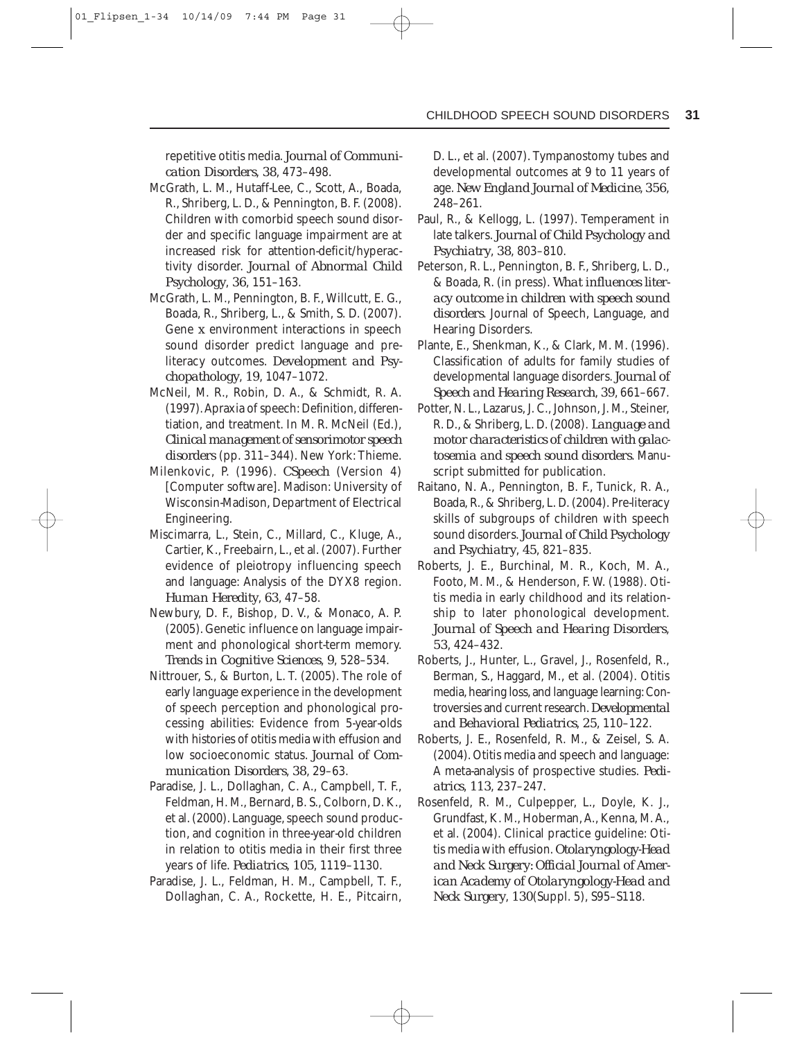repetitive otitis media. *Journal of Communication Disorders, 38*, 473–498.

McGrath, L. M., Hutaff-Lee, C., Scott, A., Boada, R., Shriberg, L. D., & Pennington, B. F. (2008). Children with comorbid speech sound disorder and specific language impairment are at increased risk for attention-deficit/hyperactivity disorder. *Journal of Abnormal Child Psychology, 36*, 151–163.

McGrath, L. M., Pennington, B. F., Willcutt, E. G., Boada, R., Shriberg, L., & Smith, S. D. (2007). Gene x environment interactions in speech sound disorder predict language and preliteracy outcomes. *Development and Psychopathology, 19*, 1047–1072.

McNeil, M. R., Robin, D. A., & Schmidt, R. A. (1997). Apraxia of speech: Definition, differentiation, and treatment. In M. R. McNeil (Ed.), *Clinical management of sensorimotor speech disorders* (pp. 311–344). New York: Thieme.

Milenkovic, P. (1996). *CSpeech* (Version 4) [Computer software]. Madison: University of Wisconsin-Madison, Department of Electrical Engineering.

Miscimarra, L., Stein, C., Millard, C., Kluge, A., Cartier, K., Freebairn, L., et al. (2007). Further evidence of pleiotropy influencing speech and language: Analysis of the DYX8 region. *Human Heredity, 63*, 47–58.

Newbury, D. F., Bishop, D. V., & Monaco, A. P. (2005). Genetic influence on language impairment and phonological short-term memory. *Trends in Cognitive Sciences, 9*, 528–534.

Nittrouer, S., & Burton, L. T. (2005). The role of early language experience in the development of speech perception and phonological processing abilities: Evidence from 5-year-olds with histories of otitis media with effusion and low socioeconomic status. *Journal of Communication Disorders, 38*, 29–63.

Paradise, J. L., Dollaghan, C. A., Campbell, T. F., Feldman, H. M., Bernard, B. S., Colborn, D. K., et al. (2000). Language, speech sound production, and cognition in three-year-old children in relation to otitis media in their first three years of life. *Pediatrics, 105*, 1119–1130.

Paradise, J. L., Feldman, H. M., Campbell, T. F., Dollaghan, C. A., Rockette, H. E., Pitcairn, D. L., et al. (2007). Tympanostomy tubes and developmental outcomes at 9 to 11 years of age. *New England Journal of Medicine, 356*, 248–261.

Paul, R., & Kellogg, L. (1997). Temperament in late talkers. *Journal of Child Psychology and Psychiatry, 38*, 803–810.

Peterson, R. L., Pennington, B. F., Shriberg, L. D., & Boada, R. (in press). *What influences literacy outcome in children with speech sound disorders*. Journal of Speech, Language, and Hearing Disorders.

Plante, E., Shenkman, K., & Clark, M. M. (1996). Classification of adults for family studies of developmental language disorders. *Journal of Speech and Hearing Research, 39*, 661–667.

Potter, N. L., Lazarus, J. C., Johnson, J. M., Steiner, R. D., & Shriberg, L. D. (2008). *Language and motor characteristics of children with galactosemia and speech sound disorders*. Manuscript submitted for publication.

Raitano, N. A., Pennington, B. F., Tunick, R. A., Boada, R., & Shriberg, L. D. (2004). Pre-literacy skills of subgroups of children with speech sound disorders. *Journal of Child Psychology and Psychiatry, 45*, 821–835.

Roberts, J. E., Burchinal, M. R., Koch, M. A., Footo, M. M., & Henderson, F. W. (1988). Otitis media in early childhood and its relationship to later phonological development. *Journal of Speech and Hearing Disorders, 53*, 424–432.

Roberts, J., Hunter, L., Gravel, J., Rosenfeld, R., Berman, S., Haggard, M., et al. (2004). Otitis media, hearing loss, and language learning: Controversies and current research. *Developmental and Behavioral Pediatrics, 25*, 110–122.

Roberts, J. E., Rosenfeld, R. M., & Zeisel, S. A. (2004). Otitis media and speech and language: A meta-analysis of prospective studies. *Pediatrics, 113*, 237–247.

Rosenfeld, R. M., Culpepper, L., Doyle, K. J., Grundfast, K. M., Hoberman, A., Kenna, M. A., et al. (2004). Clinical practice guideline: Otitis media with effusion. *Otolaryngology-Head and Neck Surgery: Official Journal of American Academy of Otolaryngology-Head and Neck Surgery, 130*(Suppl. 5), S95–S118.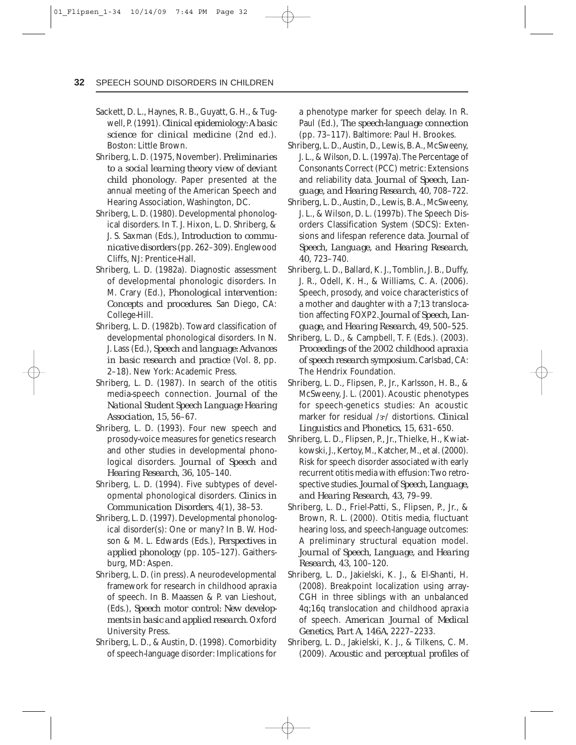Sackett, D. L., Haynes, R. B., Guyatt, G. H., & Tugwell, P. (1991). *Clinical epidemiology: A basic science for clinical medicine* (2nd ed.). Boston: Little Brown.

Shriberg, L. D. (1975, November). *Preliminaries to a social learning theory view of deviant child phonology*. Paper presented at the annual meeting of the American Speech and Hearing Association, Washington, DC.

Shriberg, L. D. (1980). Developmental phonological disorders. In T. J. Hixon, L. D. Shriberg, & J. S. Saxman (Eds.), *Introduction to communicative disorders* (pp. 262–309). Englewood Cliffs, NJ: Prentice-Hall.

Shriberg, L. D. (1982a). Diagnostic assessment of developmental phonologic disorders. In M. Crary (Ed.), *Phonological intervention: Concepts and procedures*. San Diego, CA: College-Hill.

Shriberg, L. D. (1982b). Toward classification of developmental phonological disorders. In N. J. Lass (Ed.), *Speech and language: Advances in basic research and practice* (Vol. 8, pp. 2–18). New York: Academic Press.

Shriberg, L. D. (1987). In search of the otitis media-speech connection. *Journal of the National Student Speech Language Hearing Association, 15*, 56–67.

Shriberg, L. D. (1993). Four new speech and prosody-voice measures for genetics research and other studies in developmental phonological disorders. *Journal of Speech and Hearing Research, 36*, 105–140.

Shriberg, L. D. (1994). Five subtypes of developmental phonological disorders. *Clinics in Communication Disorders, 4*(1), 38–53.

Shriberg, L. D. (1997). Developmental phonological disorder(s): One or many? In B. W. Hodson & M. L. Edwards (Eds.), *Perspectives in applied phonology* (pp. 105–127). Gaithersburg, MD: Aspen.

Shriberg, L. D. (in press). A neurodevelopmental framework for research in childhood apraxia of speech. In B. Maassen & P. van Lieshout, (Eds.), *Speech motor control: New developments in basic and applied research*. Oxford University Press.

Shriberg, L. D., & Austin, D. (1998). Comorbidity of speech-language disorder: Implications for a phenotype marker for speech delay. In R. Paul (Ed.), *The speech-language connection* (pp. 73–117). Baltimore: Paul H. Brookes.

Shriberg, L. D., Austin, D., Lewis, B. A., McSweeny, J. L., & Wilson, D. L. (1997a). The Percentage of Consonants Correct (PCC) metric: Extensions and reliability data. *Journal of Speech, Language, and Hearing Research, 40*, 708–722.

Shriberg, L. D., Austin, D., Lewis, B. A., McSweeny, J. L., & Wilson, D. L. (1997b). The Speech Disorders Classification System (SDCS): Extensions and lifespan reference data. *Journal of Speech, Language, and Hearing Research, 40*, 723–740.

Shriberg, L. D., Ballard, K. J., Tomblin, J. B., Duffy, J. R., Odell, K. H., & Williams, C. A. (2006). Speech, prosody, and voice characteristics of a mother and daughter with a 7;13 translocation affecting FOXP2. *Journal of Speech, Language, and Hearing Research, 49*, 500–525.

Shriberg, L. D., & Campbell, T. F. (Eds.). (2003). *Proceedings of the 2002 childhood apraxia of speech research symposium*. Carlsbad, CA: The Hendrix Foundation.

Shriberg, L. D., Flipsen, P., Jr., Karlsson, H. B., & McSweeny, J. L. (2001). Acoustic phenotypes for speech-genetics studies: An acoustic marker for residual /ɝ/ distortions. *Clinical Linguistics and Phonetics, 15*, 631–650.

Shriberg, L. D., Flipsen, P., Jr., Thielke, H., Kwiatkowski, J., Kertoy, M., Katcher, M., et al. (2000). Risk for speech disorder associated with early recurrent otitis media with effusion: Two retrospective studies. *Journal of Speech, Language, and Hearing Research, 43*, 79–99.

Shriberg, L. D., Friel-Patti, S., Flipsen, P., Jr., & Brown, R. L. (2000). Otitis media, fluctuant hearing loss, and speech-language outcomes: A preliminary structural equation model. *Journal of Speech, Language, and Hearing Research, 43*, 100–120.

Shriberg, L. D., Jakielski, K. J., & El-Shanti, H. (2008). Breakpoint localization using array-CGH in three siblings with an unbalanced 4q;16q translocation and childhood apraxia of speech. *American Journal of Medical Genetics, Part A, 146A*, 2227–2233.

Shriberg, L. D., Jakielski, K. J., & Tilkens, C. M. (2009). *Acoustic and perceptual profiles of*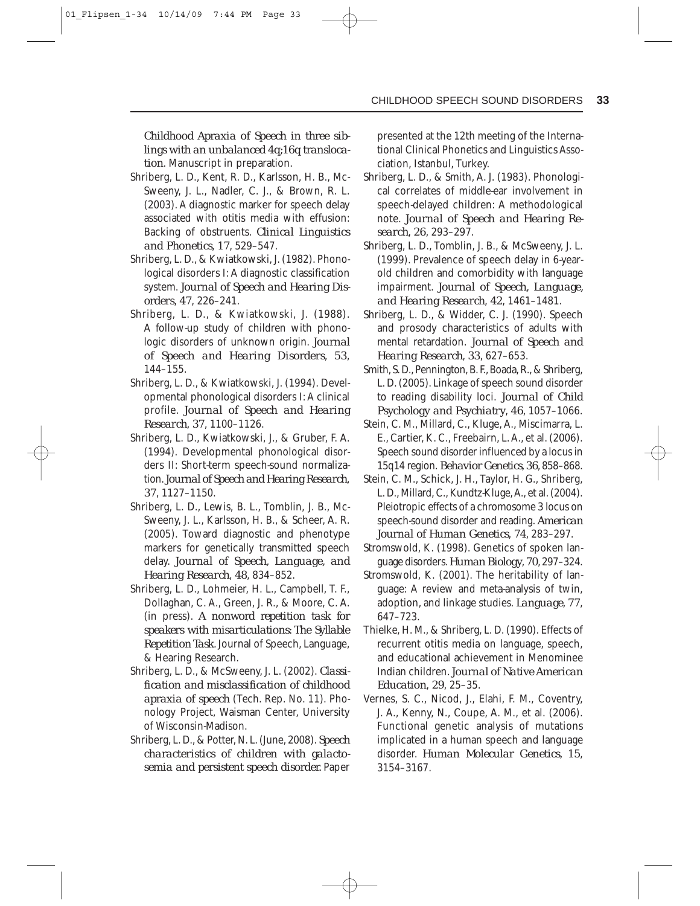*Childhood Apraxia of Speech in three siblings with an unbalanced 4q;16q translocation.* Manuscript in preparation.

Shriberg, L. D., Kent, R. D., Karlsson, H. B., McSweeny, J. L., Nadler, C. J., & Brown, R. L. (2003). A diagnostic marker for speech delay associated with otitis media with effusion: Backing of obstruents. *Clinical Linguistics and Phonetics, 17*, 529–547.

Shriberg, L. D., & Kwiatkowski, J. (1982). Phonological disorders I: A diagnostic classification system. *Journal of Speech and Hearing Disorders, 47*, 226–241.

Shriberg, L. D., & Kwiatkowski, J. (1988). A follow-up study of children with phonologic disorders of unknown origin. *Journal of Speech and Hearing Disorders, 53*, 144–155.

Shriberg, L. D., & Kwiatkowski, J. (1994). Developmental phonological disorders I: A clinical profile. *Journal of Speech and Hearing Research, 37*, 1100–1126.

Shriberg, L. D., Kwiatkowski, J., & Gruber, F. A. (1994). Developmental phonological disorders II: Short-term speech-sound normalization. *Journal of Speech and Hearing Research, 37*, 1127–1150.

Shriberg, L. D., Lewis, B. L., Tomblin, J. B., McSweeny, J. L., Karlsson, H. B., & Scheer, A. R. (2005). Toward diagnostic and phenotype markers for genetically transmitted speech delay. *Journal of Speech, Language, and Hearing Research, 48*, 834–852.

Shriberg, L. D., Lohmeier, H. L., Campbell, T. F., Dollaghan, C. A., Green, J. R., & Moore, C. A. (in press). *A nonword repetition task for speakers with misarticulations: The Syllable Repetition Task.* Journal of Speech, Language, & Hearing Research.

Shriberg, L. D., & McSweeny, J. L. (2002). *Classification and misclassification of childhood apraxia of speech* (Tech. Rep. No. 11). Phonology Project, Waisman Center, University of Wisconsin-Madison.

Shriberg, L. D., & Potter, N. L. (June, 2008). *Speech characteristics of children with galactosemia and persistent speech disorder.* Paper presented at the 12th meeting of the International Clinical Phonetics and Linguistics Association, Istanbul, Turkey.

Shriberg, L. D., & Smith, A. J. (1983). Phonological correlates of middle-ear involvement in speech-delayed children: A methodological note. *Journal of Speech and Hearing Research, 26*, 293–297.

Shriberg, L. D., Tomblin, J. B., & McSweeny, J. L. (1999). Prevalence of speech delay in 6-year-old children and comorbidity with language impairment. *Journal of Speech, Language, and Hearing Research, 42*, 1461–1481.

Shriberg, L. D., & Widder, C. J. (1990). Speech and prosody characteristics of adults with mental retardation. *Journal of Speech and Hearing Research, 33*, 627–653.

Smith, S. D., Pennington, B. F., Boada, R., & Shriberg, L. D. (2005). Linkage of speech sound disorder to reading disability loci. *Journal of Child Psychology and Psychiatry, 46*, 1057–1066.

Stein, C. M., Millard, C., Kluge, A., Miscimarra, L. E., Cartier, K. C., Freebairn, L. A., et al. (2006). Speech sound disorder influenced by a locus in 15q14 region. *Behavior Genetics, 36*, 858–868.

Stein, C. M., Schick, J. H., Taylor, H. G., Shriberg, L. D., Millard, C., Kundtz-Kluge, A., et al. (2004). Pleiotropic effects of a chromosome 3 locus on speech-sound disorder and reading. *American Journal of Human Genetics, 74*, 283–297.

Stromswold, K. (1998). Genetics of spoken language disorders. *Human Biology, 70*, 297–324.

Stromswold, K. (2001). The heritability of language: A review and meta-analysis of twin, adoption, and linkage studies. *Language, 77*, 647–723.

Thielke, H. M., & Shriberg, L. D. (1990). Effects of recurrent otitis media on language, speech, and educational achievement in Menominee Indian children. *Journal of Native American Education, 29*, 25–35.

Vernes, S. C., Nicod, J., Elahi, F. M., Coventry, J. A., Kenny, N., Coupe, A. M., et al. (2006). Functional genetic analysis of mutations implicated in a human speech and language disorder. *Human Molecular Genetics, 15*, 3154–3167.